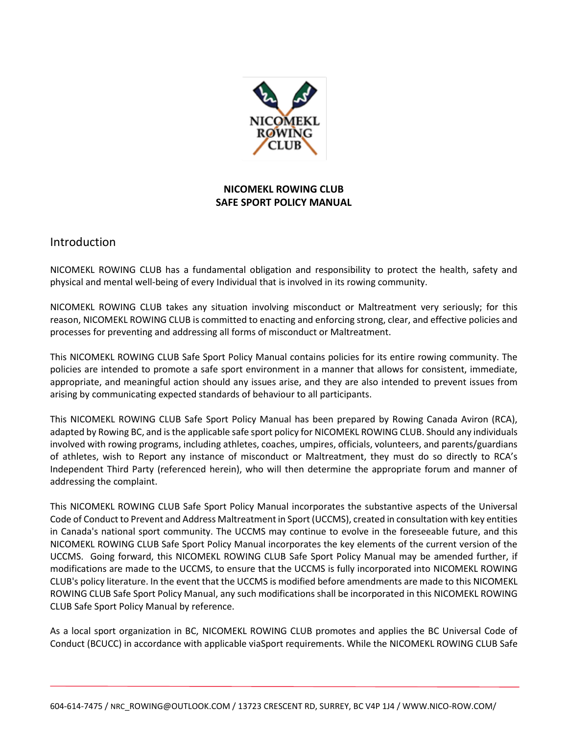**NICOMEKL ROWING CLUB**
**SAFE SPORT POLICY MANUAL**

## Introduction

NICOMEKL ROWING CLUB has a fundamental obligation and responsibility to protect the health, safety and physical and mental well-being of every Individual that is involved in its rowing community.

NICOMEKL ROWING CLUB takes any situation involving misconduct or Maltreatment very seriously; for this reason, NICOMEKL ROWING CLUB is committed to enacting and enforcing strong, clear, and effective policies and processes for preventing and addressing all forms of misconduct or Maltreatment.

This NICOMEKL ROWING CLUB Safe Sport Policy Manual contains policies for its entire rowing community. The policies are intended to promote a safe sport environment in a manner that allows for consistent, immediate, appropriate, and meaningful action should any issues arise, and they are also intended to prevent issues from arising by communicating expected standards of behaviour to all participants.

This NICOMEKL ROWING CLUB Safe Sport Policy Manual has been prepared by Rowing Canada Aviron (RCA), adapted by Rowing BC, and is the applicable safe sport policy for NICOMEKL ROWING CLUB. Should any individuals involved with rowing programs, including athletes, coaches, umpires, officials, volunteers, and parents/guardians of athletes, wish to Report any instance of misconduct or Maltreatment, they must do so directly to RCA's Independent Third Party (referenced herein), who will then determine the appropriate forum and manner of addressing the complaint.

This NICOMEKL ROWING CLUB Safe Sport Policy Manual incorporates the substantive aspects of the Universal Code of Conduct to Prevent and Address Maltreatment in Sport (UCCMS), created in consultation with key entities in Canada's national sport community. The UCCMS may continue to evolve in the foreseeable future, and this NICOMEKL ROWING CLUB Safe Sport Policy Manual incorporates the key elements of the current version of the UCCMS. Going forward, this NICOMEKL ROWING CLUB Safe Sport Policy Manual may be amended further, if modifications are made to the UCCMS, to ensure that the UCCMS is fully incorporated into NICOMEKL ROWING CLUB's policy literature. In the event that the UCCMS is modified before amendments are made to this NICOMEKL ROWING CLUB Safe Sport Policy Manual, any such modifications shall be incorporated in this NICOMEKL ROWING CLUB Safe Sport Policy Manual by reference.

As a local sport organization in BC, NICOMEKL ROWING CLUB promotes and applies the BC Universal Code of Conduct (BCUCC) in accordance with applicable viaSport requirements. While the NICOMEKL ROWING CLUB Safe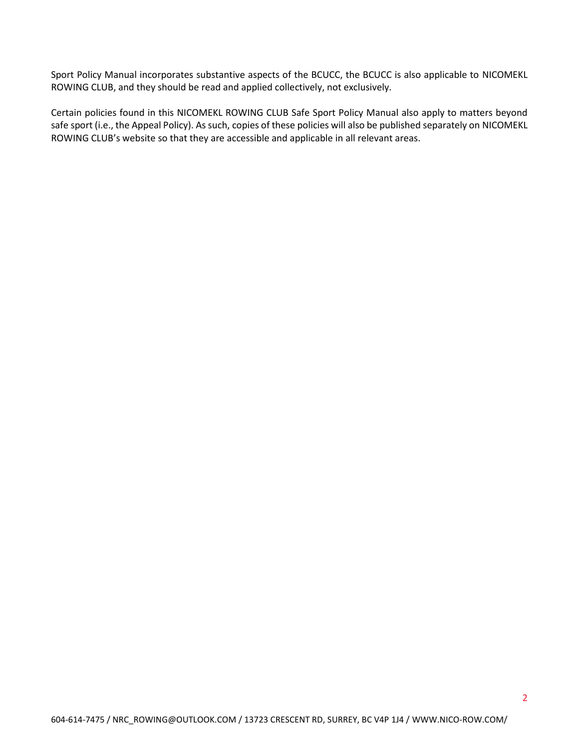Sport Policy Manual incorporates substantive aspects of the BCUCC, the BCUCC is also applicable to NICOMEKL ROWING CLUB, and they should be read and applied collectively, not exclusively.

Certain policies found in this NICOMEKL ROWING CLUB Safe Sport Policy Manual also apply to matters beyond safe sport (i.e., the Appeal Policy). As such, copies of these policies will also be published separately on NICOMEKL ROWING CLUB's website so that they are accessible and applicable in all relevant areas.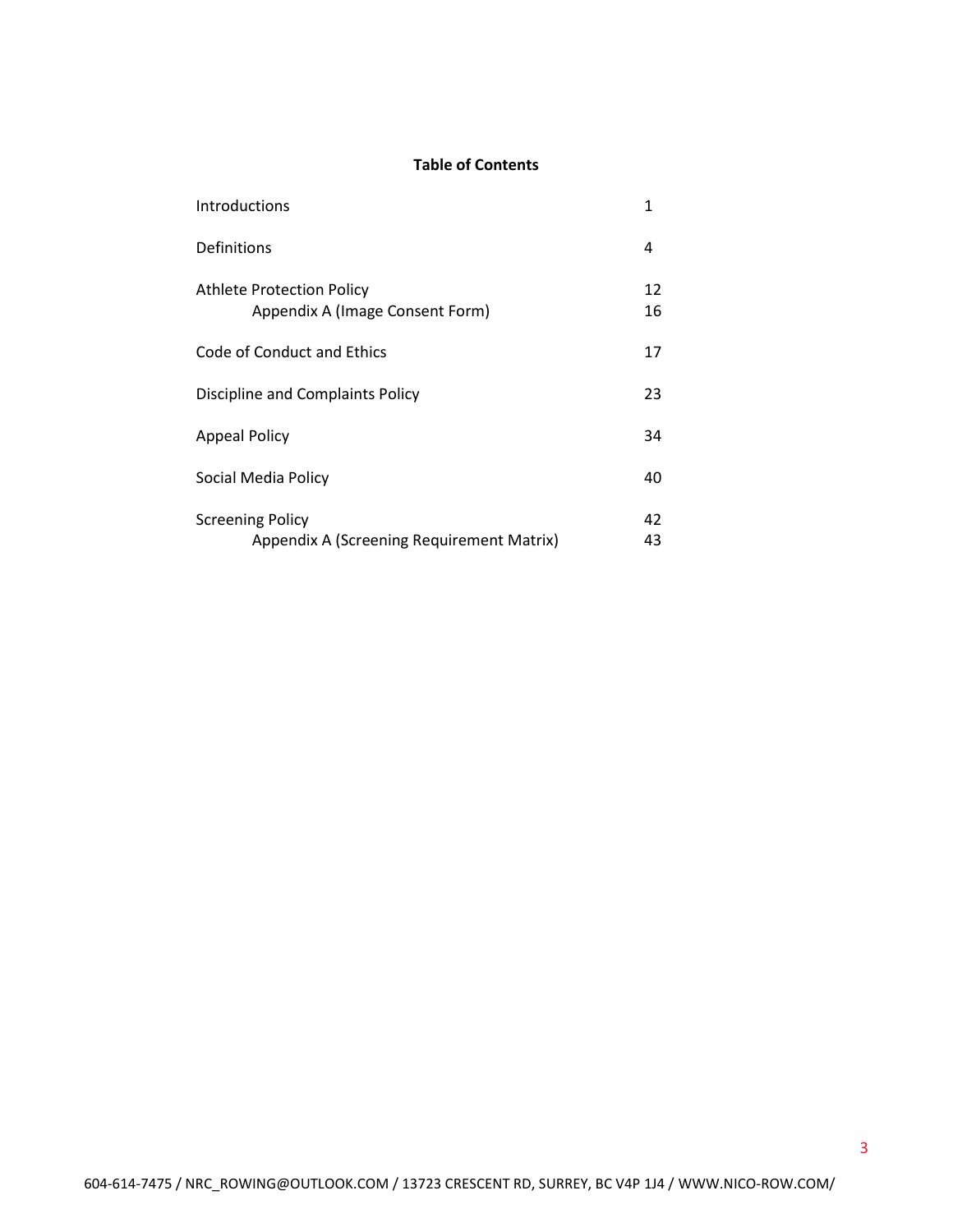**Table of Contents**

| | |
|---|---|
| Introductions | 1 |
| Definitions | 4 |
| Athlete Protection Policy | 12 |
| Appendix A (Image Consent Form) | 16 |
| Code of Conduct and Ethics | 17 |
| Discipline and Complaints Policy | 23 |
| Appeal Policy | 34 |
| Social Media Policy | 40 |
| Screening Policy | 42 |
| Appendix A (Screening Requirement Matrix) | 43 |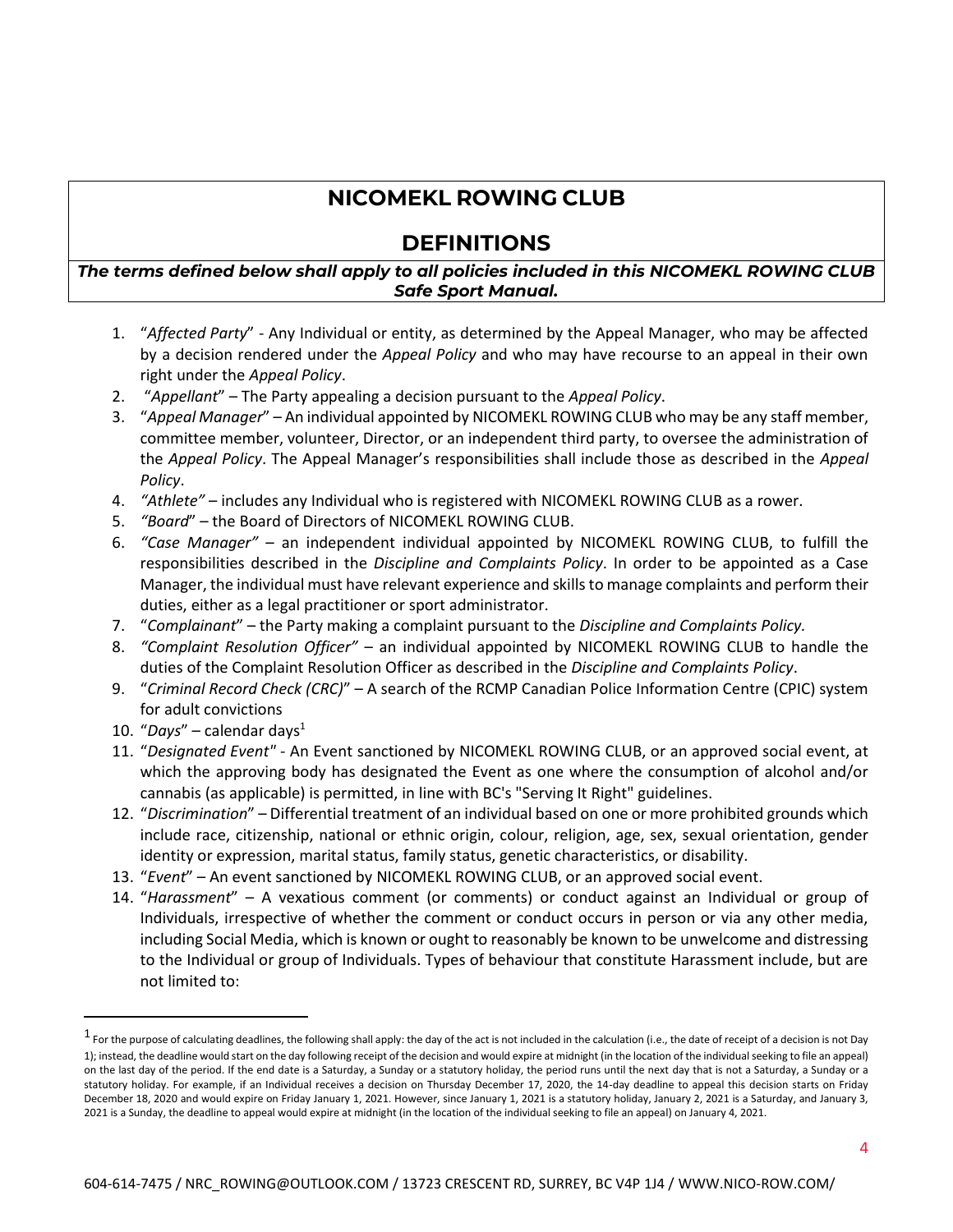# NICOMEKL ROWING CLUB

## DEFINITIONS

***The terms defined below shall apply to all policies included in this NICOMEKL ROWING CLUB Safe Sport Manual.***

1. "*Affected Party*" - Any Individual or entity, as determined by the Appeal Manager, who may be affected by a decision rendered under the *Appeal Policy* and who may have recourse to an appeal in their own right under the *Appeal Policy*.
2. "*Appellant*" – The Party appealing a decision pursuant to the *Appeal Policy*.
3. "*Appeal Manager*" – An individual appointed by NICOMEKL ROWING CLUB who may be any staff member, committee member, volunteer, Director, or an independent third party, to oversee the administration of the *Appeal Policy*. The Appeal Manager's responsibilities shall include those as described in the *Appeal Policy*.
4. *"Athlete"* – includes any Individual who is registered with NICOMEKL ROWING CLUB as a rower.
5. *"Board*" – the Board of Directors of NICOMEKL ROWING CLUB.
6. *"Case Manager"* – an independent individual appointed by NICOMEKL ROWING CLUB, to fulfill the responsibilities described in the *Discipline and Complaints Policy*. In order to be appointed as a Case Manager, the individual must have relevant experience and skills to manage complaints and perform their duties, either as a legal practitioner or sport administrator.
7. "*Complainant*" – the Party making a complaint pursuant to the *Discipline and Complaints Policy.*
8. *"Complaint Resolution Officer"* – an individual appointed by NICOMEKL ROWING CLUB to handle the duties of the Complaint Resolution Officer as described in the *Discipline and Complaints Policy*.
9. "*Criminal Record Check (CRC)*" – A search of the RCMP Canadian Police Information Centre (CPIC) system for adult convictions
10. "*Days*" – calendar days[1]
11. "*Designated Event"* - An Event sanctioned by NICOMEKL ROWING CLUB, or an approved social event, at which the approving body has designated the Event as one where the consumption of alcohol and/or cannabis (as applicable) is permitted, in line with BC's "Serving It Right" guidelines.
12. "*Discrimination*" – Differential treatment of an individual based on one or more prohibited grounds which include race, citizenship, national or ethnic origin, colour, religion, age, sex, sexual orientation, gender identity or expression, marital status, family status, genetic characteristics, or disability.
13. "*Event*" – An event sanctioned by NICOMEKL ROWING CLUB, or an approved social event.
14. "*Harassment*" – A vexatious comment (or comments) or conduct against an Individual or group of Individuals, irrespective of whether the comment or conduct occurs in person or via any other media, including Social Media, which is known or ought to reasonably be known to be unwelcome and distressing to the Individual or group of Individuals. Types of behaviour that constitute Harassment include, but are not limited to:

---

[1] For the purpose of calculating deadlines, the following shall apply: the day of the act is not included in the calculation (i.e., the date of receipt of a decision is not Day 1); instead, the deadline would start on the day following receipt of the decision and would expire at midnight (in the location of the individual seeking to file an appeal) on the last day of the period. If the end date is a Saturday, a Sunday or a statutory holiday, the period runs until the next day that is not a Saturday, a Sunday or a statutory holiday. For example, if an Individual receives a decision on Thursday December 17, 2020, the 14-day deadline to appeal this decision starts on Friday December 18, 2020 and would expire on Friday January 1, 2021. However, since January 1, 2021 is a statutory holiday, January 2, 2021 is a Saturday, and January 3, 2021 is a Sunday, the deadline to appeal would expire at midnight (in the location of the individual seeking to file an appeal) on January 4, 2021.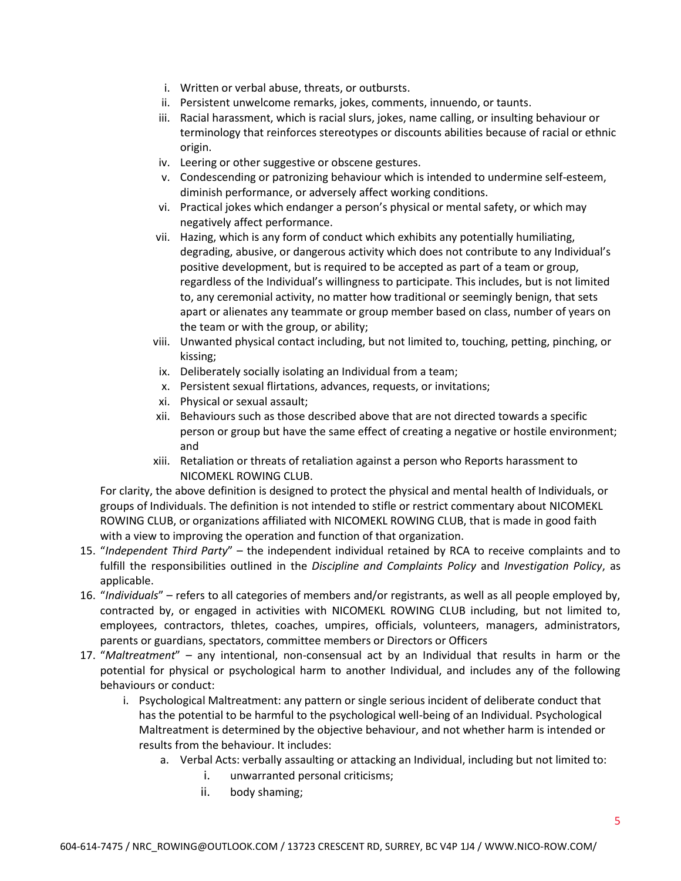i. Written or verbal abuse, threats, or outbursts.
   ii. Persistent unwelcome remarks, jokes, comments, innuendo, or taunts.
   iii. Racial harassment, which is racial slurs, jokes, name calling, or insulting behaviour or terminology that reinforces stereotypes or discounts abilities because of racial or ethnic origin.
   iv. Leering or other suggestive or obscene gestures.
   v. Condescending or patronizing behaviour which is intended to undermine self-esteem, diminish performance, or adversely affect working conditions.
   vi. Practical jokes which endanger a person's physical or mental safety, or which may negatively affect performance.
   vii. Hazing, which is any form of conduct which exhibits any potentially humiliating, degrading, abusive, or dangerous activity which does not contribute to any Individual's positive development, but is required to be accepted as part of a team or group, regardless of the Individual's willingness to participate. This includes, but is not limited to, any ceremonial activity, no matter how traditional or seemingly benign, that sets apart or alienates any teammate or group member based on class, number of years on the team or with the group, or ability;
   viii. Unwanted physical contact including, but not limited to, touching, petting, pinching, or kissing;
   ix. Deliberately socially isolating an Individual from a team;
   x. Persistent sexual flirtations, advances, requests, or invitations;
   xi. Physical or sexual assault;
   xii. Behaviours such as those described above that are not directed towards a specific person or group but have the same effect of creating a negative or hostile environment; and
   xiii. Retaliation or threats of retaliation against a person who Reports harassment to NICOMEKL ROWING CLUB.

   For clarity, the above definition is designed to protect the physical and mental health of Individuals, or groups of Individuals. The definition is not intended to stifle or restrict commentary about NICOMEKL ROWING CLUB, or organizations affiliated with NICOMEKL ROWING CLUB, that is made in good faith with a view to improving the operation and function of that organization.

15. "*Independent Third Party*" – the independent individual retained by RCA to receive complaints and to fulfill the responsibilities outlined in the *Discipline and Complaints Policy* and *Investigation Policy*, as applicable.
16. "*Individuals*" – refers to all categories of members and/or registrants, as well as all people employed by, contracted by, or engaged in activities with NICOMEKL ROWING CLUB including, but not limited to, employees, contractors, thletes, coaches, umpires, officials, volunteers, managers, administrators, parents or guardians, spectators, committee members or Directors or Officers
17. "*Maltreatment*" – any intentional, non-consensual act by an Individual that results in harm or the potential for physical or psychological harm to another Individual, and includes any of the following behaviours or conduct:
    i. Psychological Maltreatment: any pattern or single serious incident of deliberate conduct that has the potential to be harmful to the psychological well-being of an Individual. Psychological Maltreatment is determined by the objective behaviour, and not whether harm is intended or results from the behaviour. It includes:
       a. Verbal Acts: verbally assaulting or attacking an Individual, including but not limited to:
          i. unwarranted personal criticisms;
          ii. body shaming;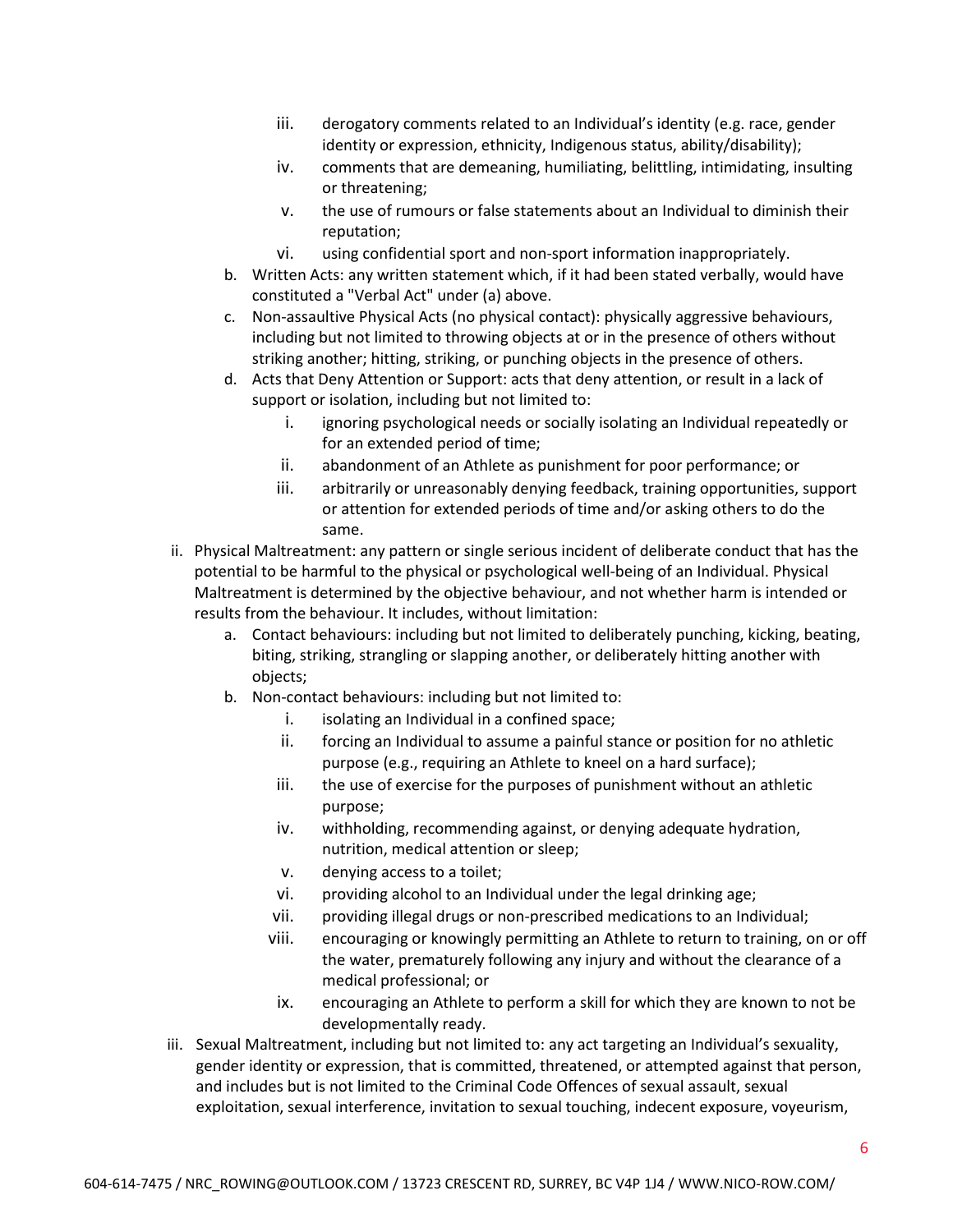iii. derogatory comments related to an Individual's identity (e.g. race, gender identity or expression, ethnicity, Indigenous status, ability/disability);
   iv. comments that are demeaning, humiliating, belittling, intimidating, insulting or threatening;
   v. the use of rumours or false statements about an Individual to diminish their reputation;
   vi. using confidential sport and non-sport information inappropriately.

b. Written Acts: any written statement which, if it had been stated verbally, would have constituted a "Verbal Act" under (a) above.

c. Non-assaultive Physical Acts (no physical contact): physically aggressive behaviours, including but not limited to throwing objects at or in the presence of others without striking another; hitting, striking, or punching objects in the presence of others.

d. Acts that Deny Attention or Support: acts that deny attention, or result in a lack of support or isolation, including but not limited to:
   i. ignoring psychological needs or socially isolating an Individual repeatedly or for an extended period of time;
   ii. abandonment of an Athlete as punishment for poor performance; or
   iii. arbitrarily or unreasonably denying feedback, training opportunities, support or attention for extended periods of time and/or asking others to do the same.

ii. Physical Maltreatment: any pattern or single serious incident of deliberate conduct that has the potential to be harmful to the physical or psychological well-being of an Individual. Physical Maltreatment is determined by the objective behaviour, and not whether harm is intended or results from the behaviour. It includes, without limitation:

   a. Contact behaviours: including but not limited to deliberately punching, kicking, beating, biting, striking, strangling or slapping another, or deliberately hitting another with objects;

   b. Non-contact behaviours: including but not limited to:
      i. isolating an Individual in a confined space;
      ii. forcing an Individual to assume a painful stance or position for no athletic purpose (e.g., requiring an Athlete to kneel on a hard surface);
      iii. the use of exercise for the purposes of punishment without an athletic purpose;
      iv. withholding, recommending against, or denying adequate hydration, nutrition, medical attention or sleep;
      v. denying access to a toilet;
      vi. providing alcohol to an Individual under the legal drinking age;
      vii. providing illegal drugs or non-prescribed medications to an Individual;
      viii. encouraging or knowingly permitting an Athlete to return to training, on or off the water, prematurely following any injury and without the clearance of a medical professional; or
      ix. encouraging an Athlete to perform a skill for which they are known to not be developmentally ready.

iii. Sexual Maltreatment, including but not limited to: any act targeting an Individual's sexuality, gender identity or expression, that is committed, threatened, or attempted against that person, and includes but is not limited to the Criminal Code Offences of sexual assault, sexual exploitation, sexual interference, invitation to sexual touching, indecent exposure, voyeurism,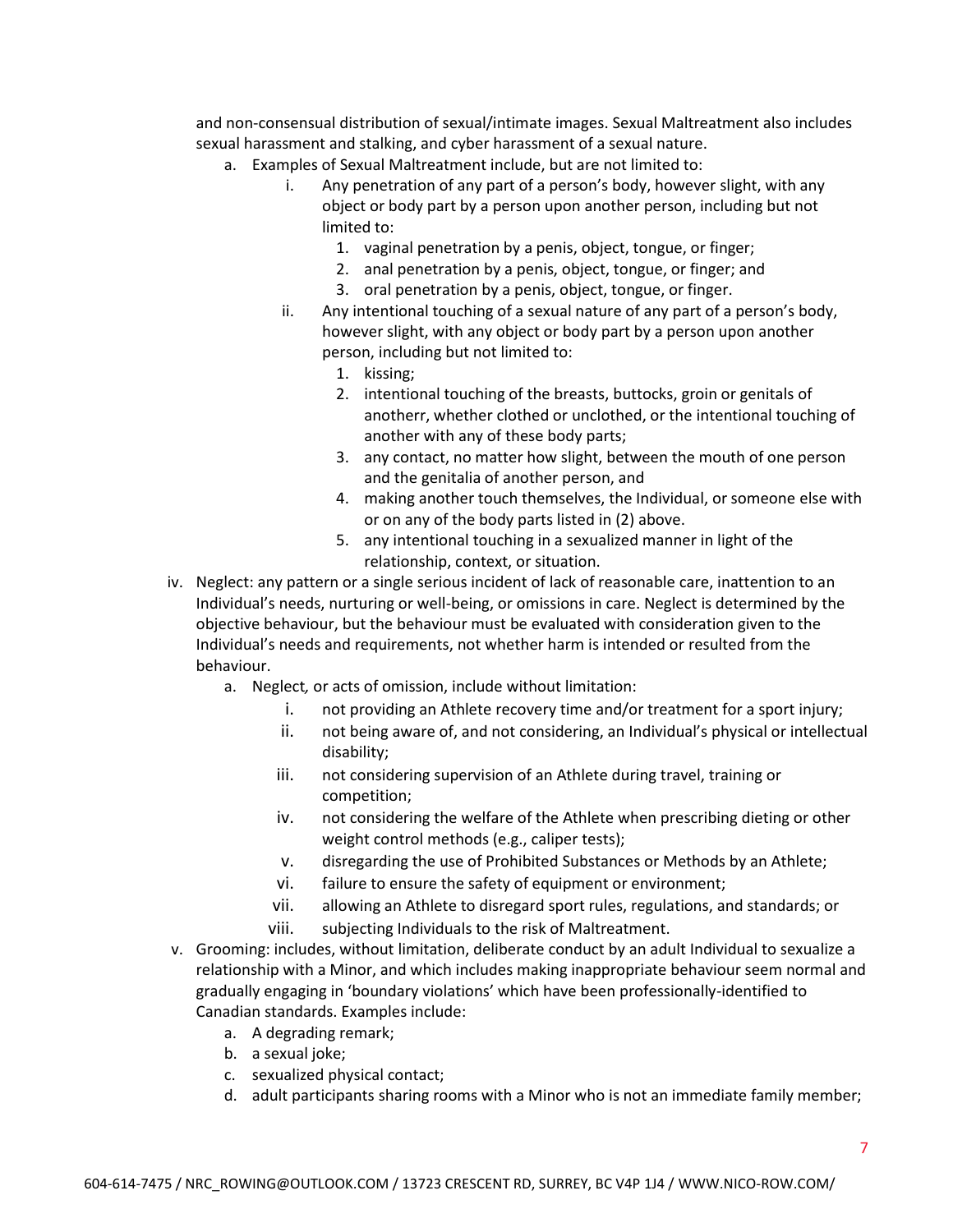and non-consensual distribution of sexual/intimate images. Sexual Maltreatment also includes sexual harassment and stalking, and cyber harassment of a sexual nature.

a. Examples of Sexual Maltreatment include, but are not limited to:
   i. Any penetration of any part of a person's body, however slight, with any object or body part by a person upon another person, including but not limited to:
      1. vaginal penetration by a penis, object, tongue, or finger;
      2. anal penetration by a penis, object, tongue, or finger; and
      3. oral penetration by a penis, object, tongue, or finger.
   ii. Any intentional touching of a sexual nature of any part of a person's body, however slight, with any object or body part by a person upon another person, including but not limited to:
      1. kissing;
      2. intentional touching of the breasts, buttocks, groin or genitals of anotherr, whether clothed or unclothed, or the intentional touching of another with any of these body parts;
      3. any contact, no matter how slight, between the mouth of one person and the genitalia of another person, and
      4. making another touch themselves, the Individual, or someone else with or on any of the body parts listed in (2) above.
      5. any intentional touching in a sexualized manner in light of the relationship, context, or situation.

iv. Neglect: any pattern or a single serious incident of lack of reasonable care, inattention to an Individual's needs, nurturing or well-being, or omissions in care. Neglect is determined by the objective behaviour, but the behaviour must be evaluated with consideration given to the Individual's needs and requirements, not whether harm is intended or resulted from the behaviour.

a. Neglect*,* or acts of omission, include without limitation:
   i. not providing an Athlete recovery time and/or treatment for a sport injury;
   ii. not being aware of, and not considering, an Individual's physical or intellectual disability;
   iii. not considering supervision of an Athlete during travel, training or competition;
   iv. not considering the welfare of the Athlete when prescribing dieting or other weight control methods (e.g., caliper tests);
   v. disregarding the use of Prohibited Substances or Methods by an Athlete;
   vi. failure to ensure the safety of equipment or environment;
   vii. allowing an Athlete to disregard sport rules, regulations, and standards; or
   viii. subjecting Individuals to the risk of Maltreatment.

v. Grooming: includes, without limitation, deliberate conduct by an adult Individual to sexualize a relationship with a Minor, and which includes making inappropriate behaviour seem normal and gradually engaging in 'boundary violations' which have been professionally-identified to Canadian standards. Examples include:

a. A degrading remark;
b. a sexual joke;
c. sexualized physical contact;
d. adult participants sharing rooms with a Minor who is not an immediate family member;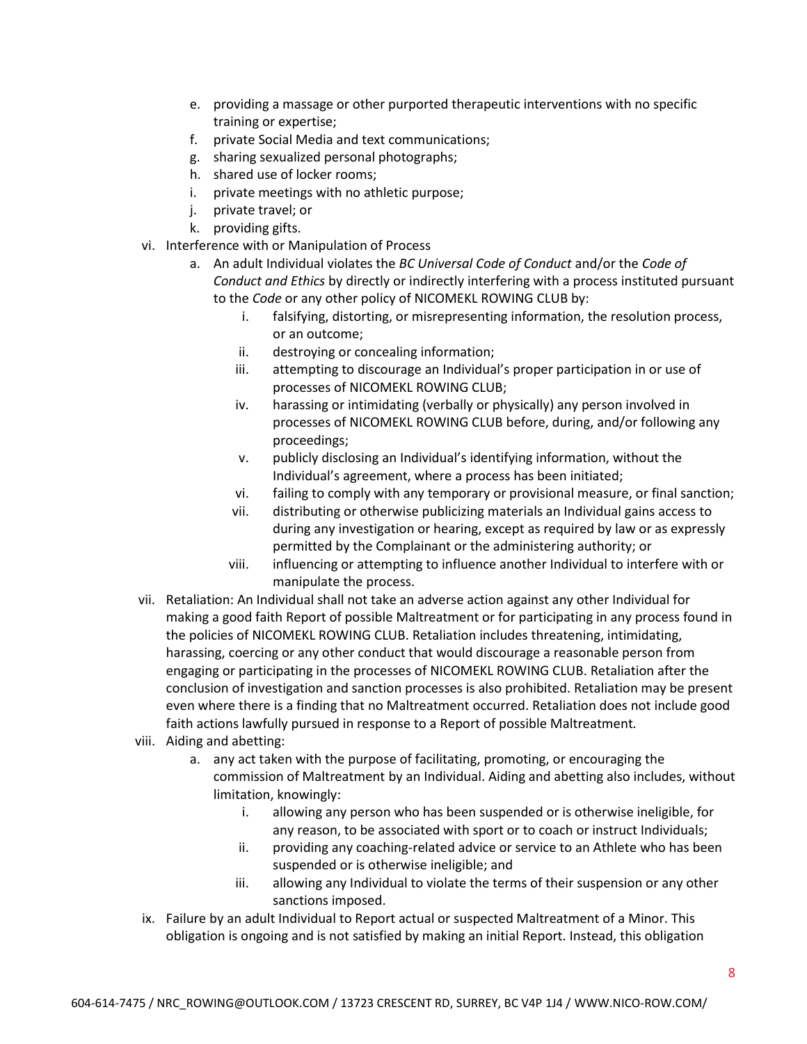e. providing a massage or other purported therapeutic interventions with no specific training or expertise;
f. private Social Media and text communications;
g. sharing sexualized personal photographs;
h. shared use of locker rooms;
i. private meetings with no athletic purpose;
j. private travel; or
k. providing gifts.

vi. Interference with or Manipulation of Process
   a. An adult Individual violates the *BC Universal Code of Conduct* and/or the *Code of Conduct and Ethics* by directly or indirectly interfering with a process instituted pursuant to the *Code* or any other policy of NICOMEKL ROWING CLUB by:
      i. falsifying, distorting, or misrepresenting information, the resolution process, or an outcome;
      ii. destroying or concealing information;
      iii. attempting to discourage an Individual's proper participation in or use of processes of NICOMEKL ROWING CLUB;
      iv. harassing or intimidating (verbally or physically) any person involved in processes of NICOMEKL ROWING CLUB before, during, and/or following any proceedings;
      v. publicly disclosing an Individual's identifying information, without the Individual's agreement, where a process has been initiated;
      vi. failing to comply with any temporary or provisional measure, or final sanction;
      vii. distributing or otherwise publicizing materials an Individual gains access to during any investigation or hearing, except as required by law or as expressly permitted by the Complainant or the administering authority; or
      viii. influencing or attempting to influence another Individual to interfere with or manipulate the process.

vii. Retaliation: An Individual shall not take an adverse action against any other Individual for making a good faith Report of possible Maltreatment or for participating in any process found in the policies of NICOMEKL ROWING CLUB. Retaliation includes threatening, intimidating, harassing, coercing or any other conduct that would discourage a reasonable person from engaging or participating in the processes of NICOMEKL ROWING CLUB. Retaliation after the conclusion of investigation and sanction processes is also prohibited. Retaliation may be present even where there is a finding that no Maltreatment occurred. Retaliation does not include good faith actions lawfully pursued in response to a Report of possible Maltreatment.

viii. Aiding and abetting:
   a. any act taken with the purpose of facilitating, promoting, or encouraging the commission of Maltreatment by an Individual. Aiding and abetting also includes, without limitation, knowingly:
      i. allowing any person who has been suspended or is otherwise ineligible, for any reason, to be associated with sport or to coach or instruct Individuals;
      ii. providing any coaching-related advice or service to an Athlete who has been suspended or is otherwise ineligible; and
      iii. allowing any Individual to violate the terms of their suspension or any other sanctions imposed.

ix. Failure by an adult Individual to Report actual or suspected Maltreatment of a Minor. This obligation is ongoing and is not satisfied by making an initial Report. Instead, this obligation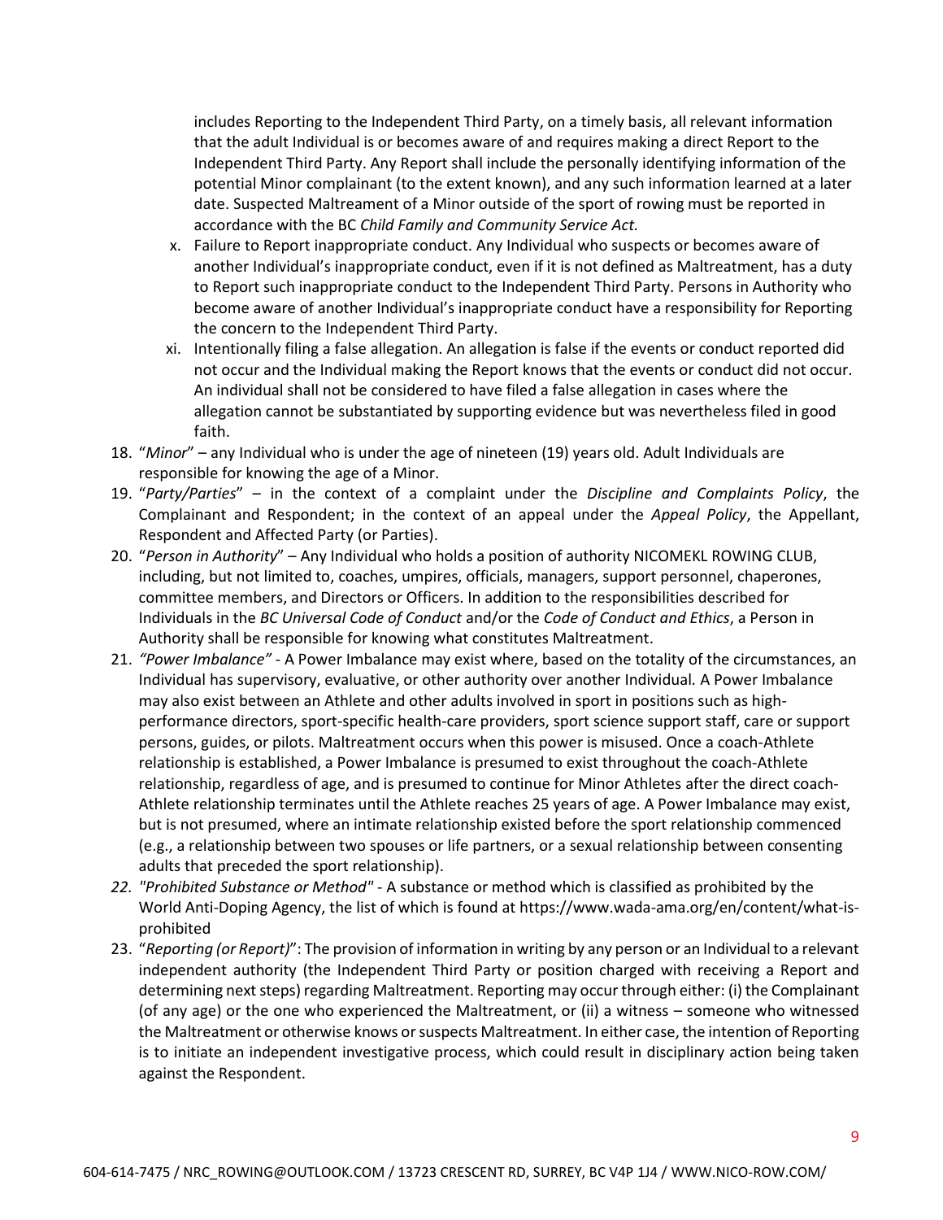includes Reporting to the Independent Third Party, on a timely basis, all relevant information that the adult Individual is or becomes aware of and requires making a direct Report to the Independent Third Party. Any Report shall include the personally identifying information of the potential Minor complainant (to the extent known), and any such information learned at a later date. Suspected Maltreament of a Minor outside of the sport of rowing must be reported in accordance with the BC *Child Family and Community Service Act.*

x. Failure to Report inappropriate conduct. Any Individual who suspects or becomes aware of another Individual's inappropriate conduct, even if it is not defined as Maltreatment, has a duty to Report such inappropriate conduct to the Independent Third Party. Persons in Authority who become aware of another Individual's inappropriate conduct have a responsibility for Reporting the concern to the Independent Third Party.

xi. Intentionally filing a false allegation. An allegation is false if the events or conduct reported did not occur and the Individual making the Report knows that the events or conduct did not occur. An individual shall not be considered to have filed a false allegation in cases where the allegation cannot be substantiated by supporting evidence but was nevertheless filed in good faith.

18. "*Minor*" – any Individual who is under the age of nineteen (19) years old. Adult Individuals are responsible for knowing the age of a Minor.
19. "*Party/Parties*" – in the context of a complaint under the *Discipline and Complaints Policy*, the Complainant and Respondent; in the context of an appeal under the *Appeal Policy*, the Appellant, Respondent and Affected Party (or Parties).
20. "*Person in Authority*" – Any Individual who holds a position of authority NICOMEKL ROWING CLUB, including, but not limited to, coaches, umpires, officials, managers, support personnel, chaperones, committee members, and Directors or Officers. In addition to the responsibilities described for Individuals in the *BC Universal Code of Conduct* and/or the *Code of Conduct and Ethics*, a Person in Authority shall be responsible for knowing what constitutes Maltreatment.
21. *"Power Imbalance"* - A Power Imbalance may exist where, based on the totality of the circumstances, an Individual has supervisory, evaluative, or other authority over another Individual. A Power Imbalance may also exist between an Athlete and other adults involved in sport in positions such as high-performance directors, sport-specific health-care providers, sport science support staff, care or support persons, guides, or pilots. Maltreatment occurs when this power is misused. Once a coach-Athlete relationship is established, a Power Imbalance is presumed to exist throughout the coach-Athlete relationship, regardless of age, and is presumed to continue for Minor Athletes after the direct coach-Athlete relationship terminates until the Athlete reaches 25 years of age. A Power Imbalance may exist, but is not presumed, where an intimate relationship existed before the sport relationship commenced (e.g., a relationship between two spouses or life partners, or a sexual relationship between consenting adults that preceded the sport relationship).
22. *"Prohibited Substance or Method"* - A substance or method which is classified as prohibited by the World Anti-Doping Agency, the list of which is found at https://www.wada-ama.org/en/content/what-is-prohibited
23. "*Reporting (or Report)*": The provision of information in writing by any person or an Individual to a relevant independent authority (the Independent Third Party or position charged with receiving a Report and determining next steps) regarding Maltreatment. Reporting may occur through either: (i) the Complainant (of any age) or the one who experienced the Maltreatment, or (ii) a witness – someone who witnessed the Maltreatment or otherwise knows or suspects Maltreatment. In either case, the intention of Reporting is to initiate an independent investigative process, which could result in disciplinary action being taken against the Respondent.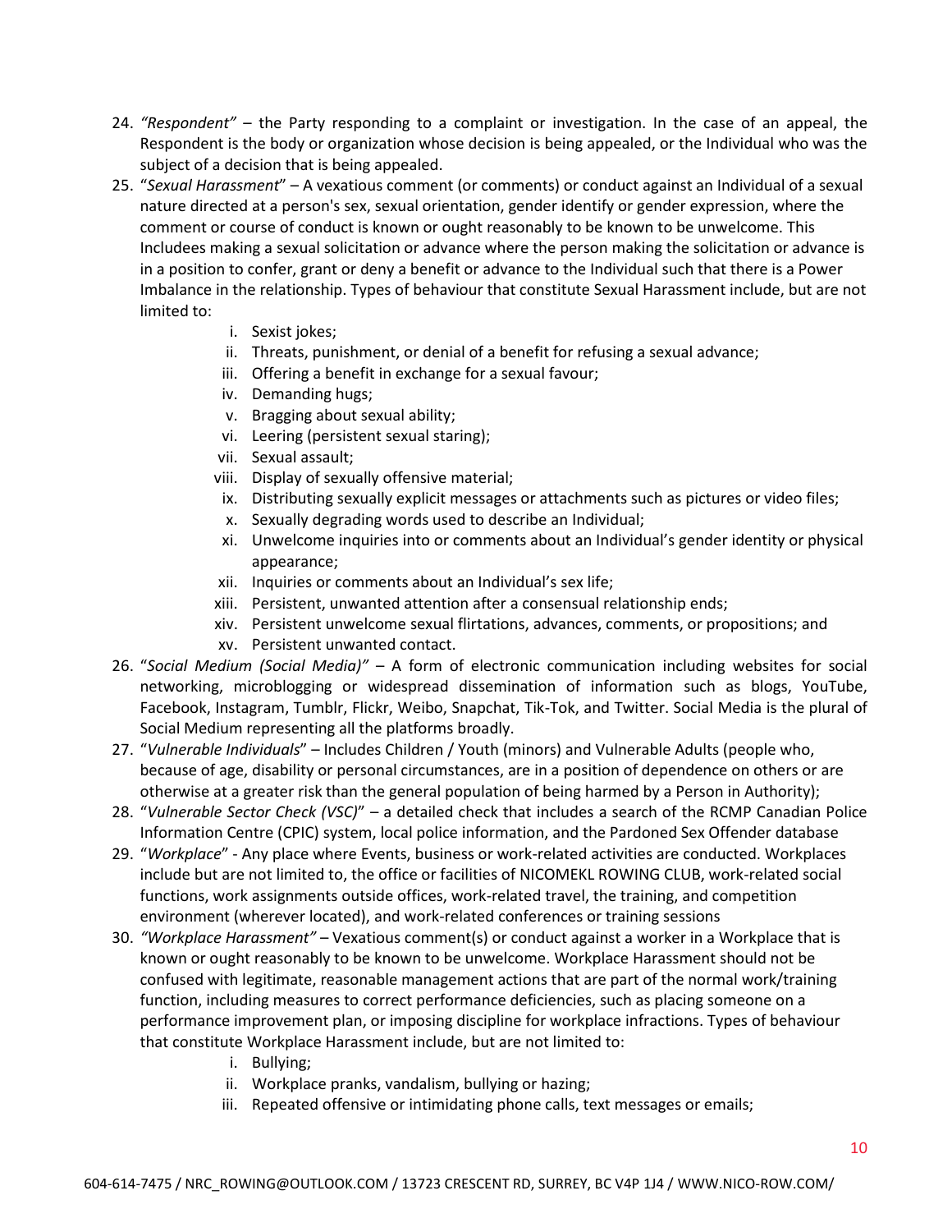24. *"Respondent"* – the Party responding to a complaint or investigation. In the case of an appeal, the Respondent is the body or organization whose decision is being appealed, or the Individual who was the subject of a decision that is being appealed.
25. "*Sexual Harassment*" – A vexatious comment (or comments) or conduct against an Individual of a sexual nature directed at a person's sex, sexual orientation, gender identify or gender expression, where the comment or course of conduct is known or ought reasonably to be known to be unwelcome. This Includees making a sexual solicitation or advance where the person making the solicitation or advance is in a position to confer, grant or deny a benefit or advance to the Individual such that there is a Power Imbalance in the relationship. Types of behaviour that constitute Sexual Harassment include, but are not limited to:
    i. Sexist jokes;
    ii. Threats, punishment, or denial of a benefit for refusing a sexual advance;
    iii. Offering a benefit in exchange for a sexual favour;
    iv. Demanding hugs;
    v. Bragging about sexual ability;
    vi. Leering (persistent sexual staring);
    vii. Sexual assault;
    viii. Display of sexually offensive material;
    ix. Distributing sexually explicit messages or attachments such as pictures or video files;
    x. Sexually degrading words used to describe an Individual;
    xi. Unwelcome inquiries into or comments about an Individual's gender identity or physical appearance;
    xii. Inquiries or comments about an Individual's sex life;
    xiii. Persistent, unwanted attention after a consensual relationship ends;
    xiv. Persistent unwelcome sexual flirtations, advances, comments, or propositions; and
    xv. Persistent unwanted contact.
26. "*Social Medium (Social Media)"* – A form of electronic communication including websites for social networking, microblogging or widespread dissemination of information such as blogs, YouTube, Facebook, Instagram, Tumblr, Flickr, Weibo, Snapchat, Tik-Tok, and Twitter. Social Media is the plural of Social Medium representing all the platforms broadly.
27. "*Vulnerable Individuals*" – Includes Children / Youth (minors) and Vulnerable Adults (people who, because of age, disability or personal circumstances, are in a position of dependence on others or are otherwise at a greater risk than the general population of being harmed by a Person in Authority);
28. "*Vulnerable Sector Check (VSC)*" – a detailed check that includes a search of the RCMP Canadian Police Information Centre (CPIC) system, local police information, and the Pardoned Sex Offender database
29. "*Workplace*" - Any place where Events, business or work-related activities are conducted. Workplaces include but are not limited to, the office or facilities of NICOMEKL ROWING CLUB, work-related social functions, work assignments outside offices, work-related travel, the training, and competition environment (wherever located), and work-related conferences or training sessions
30. *"Workplace Harassment"* – Vexatious comment(s) or conduct against a worker in a Workplace that is known or ought reasonably to be known to be unwelcome. Workplace Harassment should not be confused with legitimate, reasonable management actions that are part of the normal work/training function, including measures to correct performance deficiencies, such as placing someone on a performance improvement plan, or imposing discipline for workplace infractions. Types of behaviour that constitute Workplace Harassment include, but are not limited to:
    i. Bullying;
    ii. Workplace pranks, vandalism, bullying or hazing;
    iii. Repeated offensive or intimidating phone calls, text messages or emails;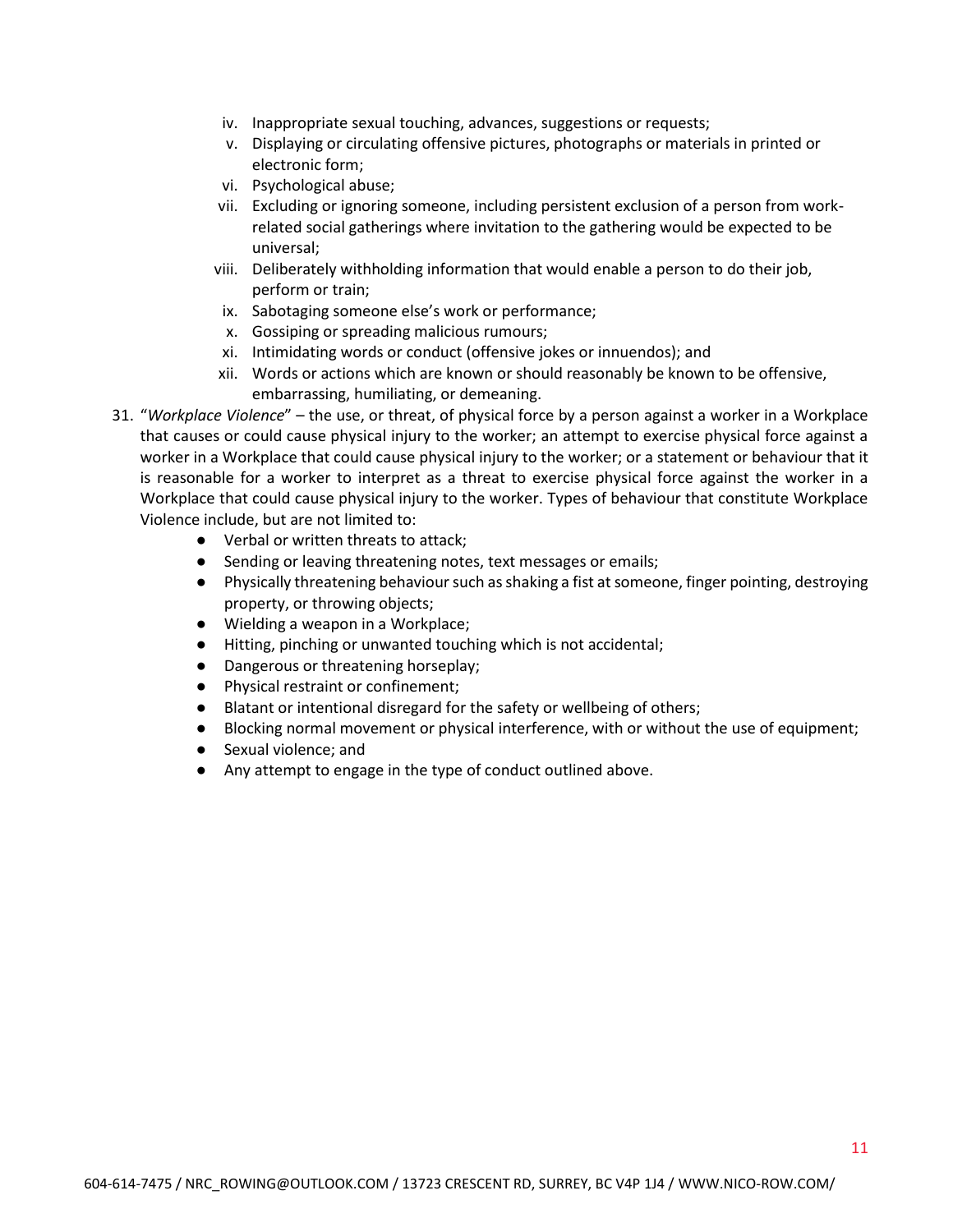iv. Inappropriate sexual touching, advances, suggestions or requests;
    v. Displaying or circulating offensive pictures, photographs or materials in printed or electronic form;
    vi. Psychological abuse;
    vii. Excluding or ignoring someone, including persistent exclusion of a person from work-related social gatherings where invitation to the gathering would be expected to be universal;
    viii. Deliberately withholding information that would enable a person to do their job, perform or train;
    ix. Sabotaging someone else's work or performance;
    x. Gossiping or spreading malicious rumours;
    xi. Intimidating words or conduct (offensive jokes or innuendos); and
    xii. Words or actions which are known or should reasonably be known to be offensive, embarrassing, humiliating, or demeaning.

31. "*Workplace Violence*" – the use, or threat, of physical force by a person against a worker in a Workplace that causes or could cause physical injury to the worker; an attempt to exercise physical force against a worker in a Workplace that could cause physical injury to the worker; or a statement or behaviour that it is reasonable for a worker to interpret as a threat to exercise physical force against the worker in a Workplace that could cause physical injury to the worker. Types of behaviour that constitute Workplace Violence include, but are not limited to:
    - Verbal or written threats to attack;
    - Sending or leaving threatening notes, text messages or emails;
    - Physically threatening behaviour such as shaking a fist at someone, finger pointing, destroying property, or throwing objects;
    - Wielding a weapon in a Workplace;
    - Hitting, pinching or unwanted touching which is not accidental;
    - Dangerous or threatening horseplay;
    - Physical restraint or confinement;
    - Blatant or intentional disregard for the safety or wellbeing of others;
    - Blocking normal movement or physical interference, with or without the use of equipment;
    - Sexual violence; and
    - Any attempt to engage in the type of conduct outlined above.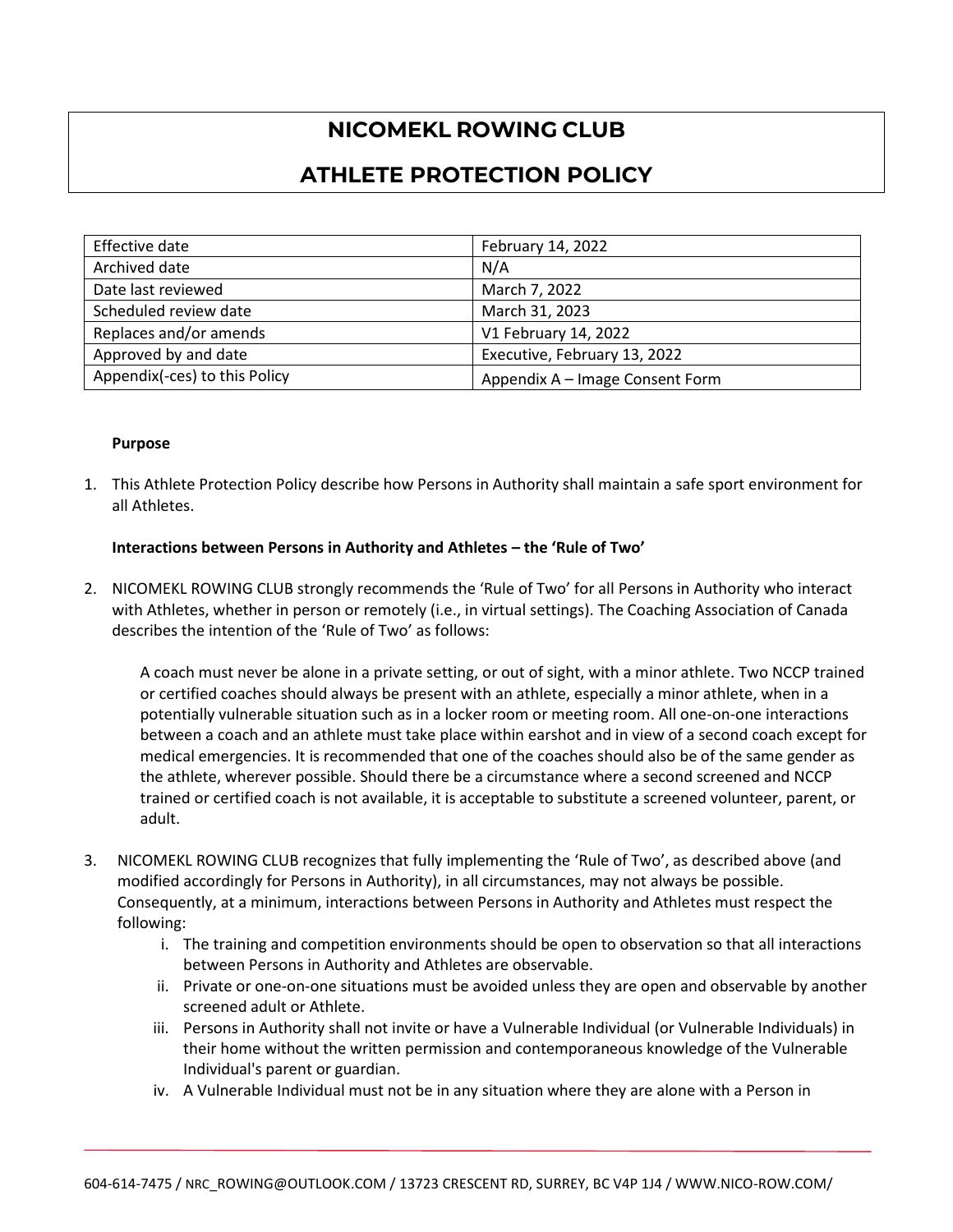# NICOMEKL ROWING CLUB

# ATHLETE PROTECTION POLICY

| Effective date | February 14, 2022 |
|---|---|
| Archived date | N/A |
| Date last reviewed | March 7, 2022 |
| Scheduled review date | March 31, 2023 |
| Replaces and/or amends | V1 February 14, 2022 |
| Approved by and date | Executive, February 13, 2022 |
| Appendix(-ces) to this Policy | Appendix A – Image Consent Form |

**Purpose**

1. This Athlete Protection Policy describe how Persons in Authority shall maintain a safe sport environment for all Athletes.

**Interactions between Persons in Authority and Athletes – the 'Rule of Two'**

2. NICOMEKL ROWING CLUB strongly recommends the 'Rule of Two' for all Persons in Authority who interact with Athletes, whether in person or remotely (i.e., in virtual settings). The Coaching Association of Canada describes the intention of the 'Rule of Two' as follows:

   > A coach must never be alone in a private setting, or out of sight, with a minor athlete. Two NCCP trained or certified coaches should always be present with an athlete, especially a minor athlete, when in a potentially vulnerable situation such as in a locker room or meeting room. All one-on-one interactions between a coach and an athlete must take place within earshot and in view of a second coach except for medical emergencies. It is recommended that one of the coaches should also be of the same gender as the athlete, wherever possible. Should there be a circumstance where a second screened and NCCP trained or certified coach is not available, it is acceptable to substitute a screened volunteer, parent, or adult.

3. NICOMEKL ROWING CLUB recognizes that fully implementing the 'Rule of Two', as described above (and modified accordingly for Persons in Authority), in all circumstances, may not always be possible. Consequently, at a minimum, interactions between Persons in Authority and Athletes must respect the following:
   i. The training and competition environments should be open to observation so that all interactions between Persons in Authority and Athletes are observable.
   ii. Private or one-on-one situations must be avoided unless they are open and observable by another screened adult or Athlete.
   iii. Persons in Authority shall not invite or have a Vulnerable Individual (or Vulnerable Individuals) in their home without the written permission and contemporaneous knowledge of the Vulnerable Individual's parent or guardian.
   iv. A Vulnerable Individual must not be in any situation where they are alone with a Person in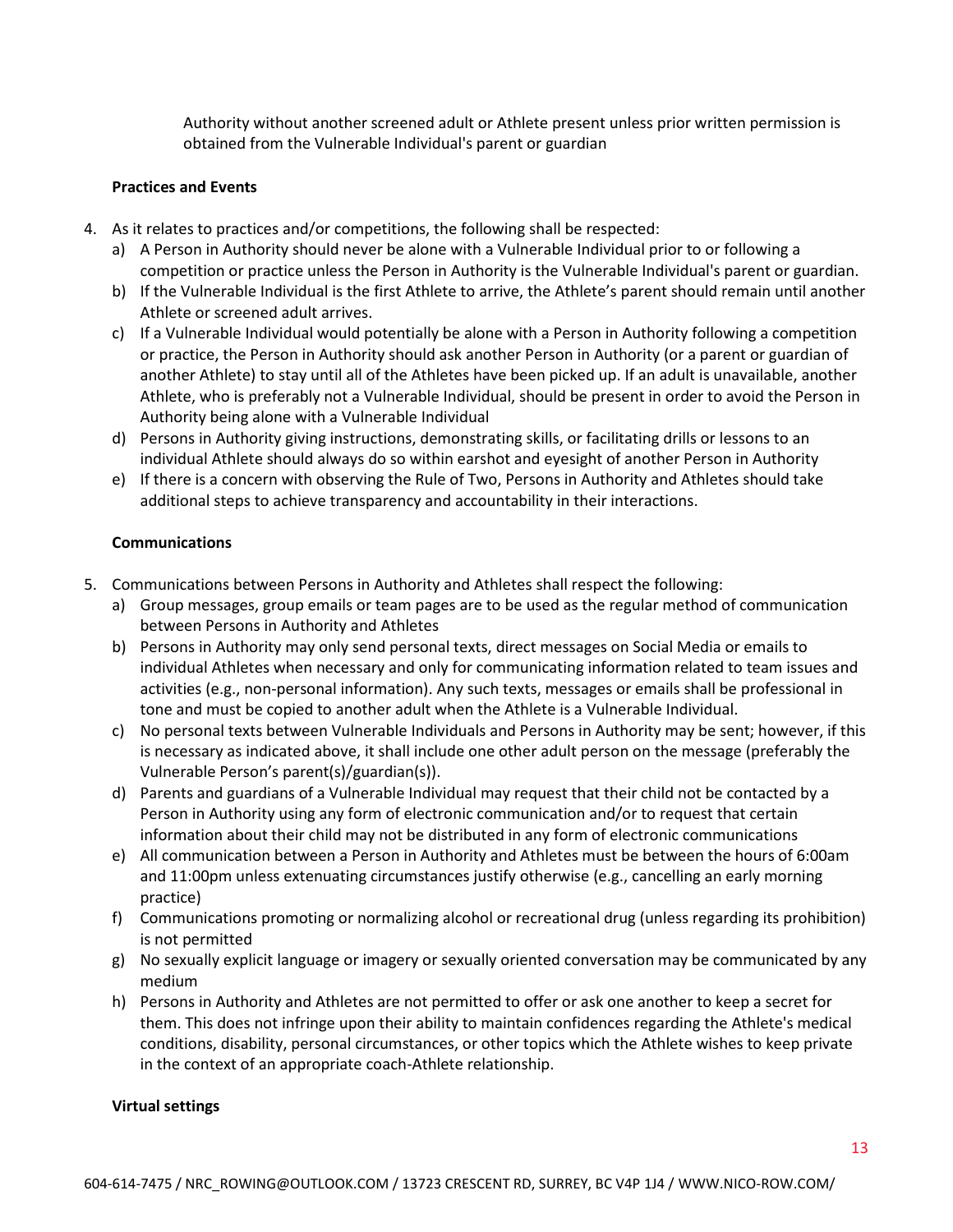Authority without another screened adult or Athlete present unless prior written permission is obtained from the Vulnerable Individual's parent or guardian

**Practices and Events**

4. As it relates to practices and/or competitions, the following shall be respected:
   a) A Person in Authority should never be alone with a Vulnerable Individual prior to or following a competition or practice unless the Person in Authority is the Vulnerable Individual's parent or guardian.
   b) If the Vulnerable Individual is the first Athlete to arrive, the Athlete's parent should remain until another Athlete or screened adult arrives.
   c) If a Vulnerable Individual would potentially be alone with a Person in Authority following a competition or practice, the Person in Authority should ask another Person in Authority (or a parent or guardian of another Athlete) to stay until all of the Athletes have been picked up. If an adult is unavailable, another Athlete, who is preferably not a Vulnerable Individual, should be present in order to avoid the Person in Authority being alone with a Vulnerable Individual
   d) Persons in Authority giving instructions, demonstrating skills, or facilitating drills or lessons to an individual Athlete should always do so within earshot and eyesight of another Person in Authority
   e) If there is a concern with observing the Rule of Two, Persons in Authority and Athletes should take additional steps to achieve transparency and accountability in their interactions.

**Communications**

5. Communications between Persons in Authority and Athletes shall respect the following:
   a) Group messages, group emails or team pages are to be used as the regular method of communication between Persons in Authority and Athletes
   b) Persons in Authority may only send personal texts, direct messages on Social Media or emails to individual Athletes when necessary and only for communicating information related to team issues and activities (e.g., non-personal information). Any such texts, messages or emails shall be professional in tone and must be copied to another adult when the Athlete is a Vulnerable Individual.
   c) No personal texts between Vulnerable Individuals and Persons in Authority may be sent; however, if this is necessary as indicated above, it shall include one other adult person on the message (preferably the Vulnerable Person's parent(s)/guardian(s)).
   d) Parents and guardians of a Vulnerable Individual may request that their child not be contacted by a Person in Authority using any form of electronic communication and/or to request that certain information about their child may not be distributed in any form of electronic communications
   e) All communication between a Person in Authority and Athletes must be between the hours of 6:00am and 11:00pm unless extenuating circumstances justify otherwise (e.g., cancelling an early morning practice)
   f) Communications promoting or normalizing alcohol or recreational drug (unless regarding its prohibition) is not permitted
   g) No sexually explicit language or imagery or sexually oriented conversation may be communicated by any medium
   h) Persons in Authority and Athletes are not permitted to offer or ask one another to keep a secret for them. This does not infringe upon their ability to maintain confidences regarding the Athlete's medical conditions, disability, personal circumstances, or other topics which the Athlete wishes to keep private in the context of an appropriate coach-Athlete relationship.

**Virtual settings**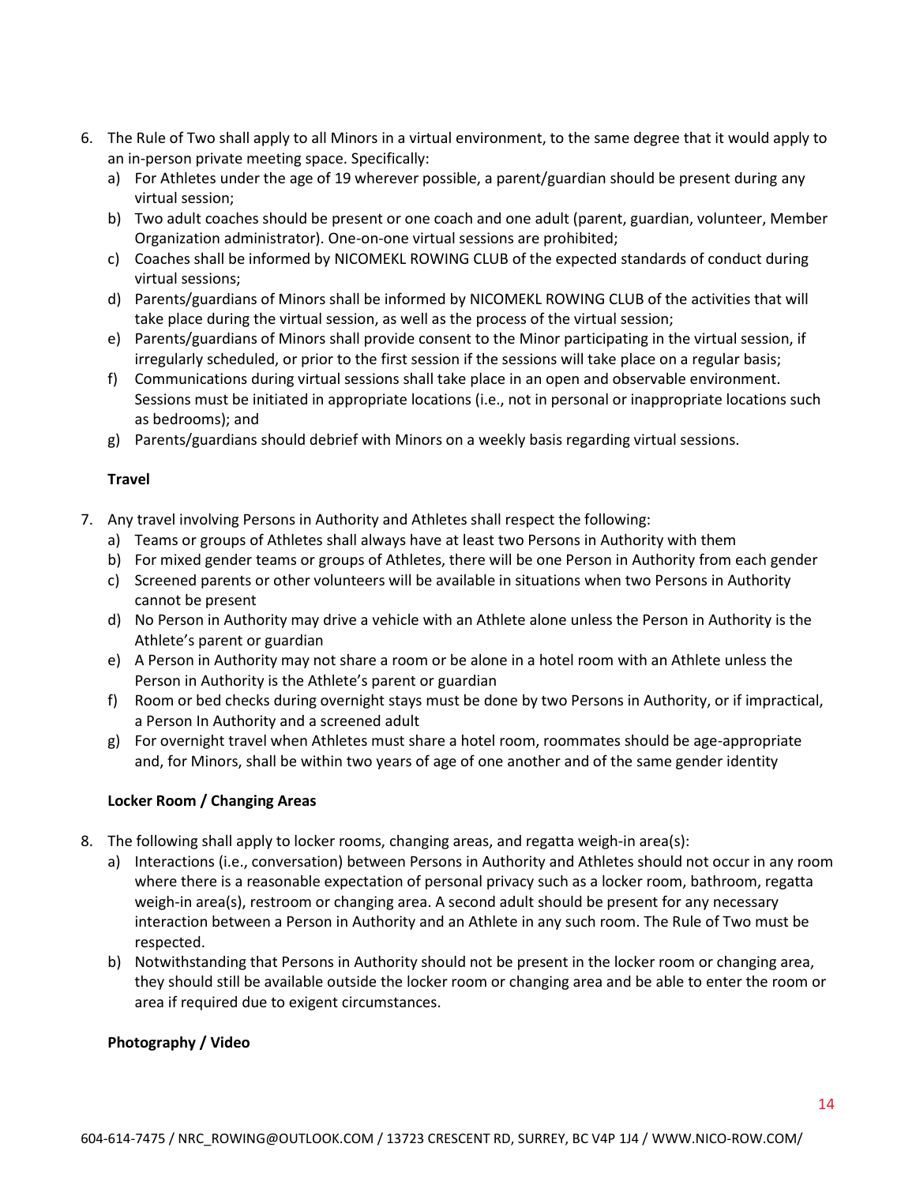6. The Rule of Two shall apply to all Minors in a virtual environment, to the same degree that it would apply to an in-person private meeting space. Specifically:
   a) For Athletes under the age of 19 wherever possible, a parent/guardian should be present during any virtual session;
   b) Two adult coaches should be present or one coach and one adult (parent, guardian, volunteer, Member Organization administrator). One-on-one virtual sessions are prohibited;
   c) Coaches shall be informed by NICOMEKL ROWING CLUB of the expected standards of conduct during virtual sessions;
   d) Parents/guardians of Minors shall be informed by NICOMEKL ROWING CLUB of the activities that will take place during the virtual session, as well as the process of the virtual session;
   e) Parents/guardians of Minors shall provide consent to the Minor participating in the virtual session, if irregularly scheduled, or prior to the first session if the sessions will take place on a regular basis;
   f) Communications during virtual sessions shall take place in an open and observable environment. Sessions must be initiated in appropriate locations (i.e., not in personal or inappropriate locations such as bedrooms); and
   g) Parents/guardians should debrief with Minors on a weekly basis regarding virtual sessions.

**Travel**

7. Any travel involving Persons in Authority and Athletes shall respect the following:
   a) Teams or groups of Athletes shall always have at least two Persons in Authority with them
   b) For mixed gender teams or groups of Athletes, there will be one Person in Authority from each gender
   c) Screened parents or other volunteers will be available in situations when two Persons in Authority cannot be present
   d) No Person in Authority may drive a vehicle with an Athlete alone unless the Person in Authority is the Athlete's parent or guardian
   e) A Person in Authority may not share a room or be alone in a hotel room with an Athlete unless the Person in Authority is the Athlete's parent or guardian
   f) Room or bed checks during overnight stays must be done by two Persons in Authority, or if impractical, a Person In Authority and a screened adult
   g) For overnight travel when Athletes must share a hotel room, roommates should be age-appropriate and, for Minors, shall be within two years of age of one another and of the same gender identity

**Locker Room / Changing Areas**

8. The following shall apply to locker rooms, changing areas, and regatta weigh-in area(s):
   a) Interactions (i.e., conversation) between Persons in Authority and Athletes should not occur in any room where there is a reasonable expectation of personal privacy such as a locker room, bathroom, regatta weigh-in area(s), restroom or changing area. A second adult should be present for any necessary interaction between a Person in Authority and an Athlete in any such room. The Rule of Two must be respected.
   b) Notwithstanding that Persons in Authority should not be present in the locker room or changing area, they should still be available outside the locker room or changing area and be able to enter the room or area if required due to exigent circumstances.

**Photography / Video**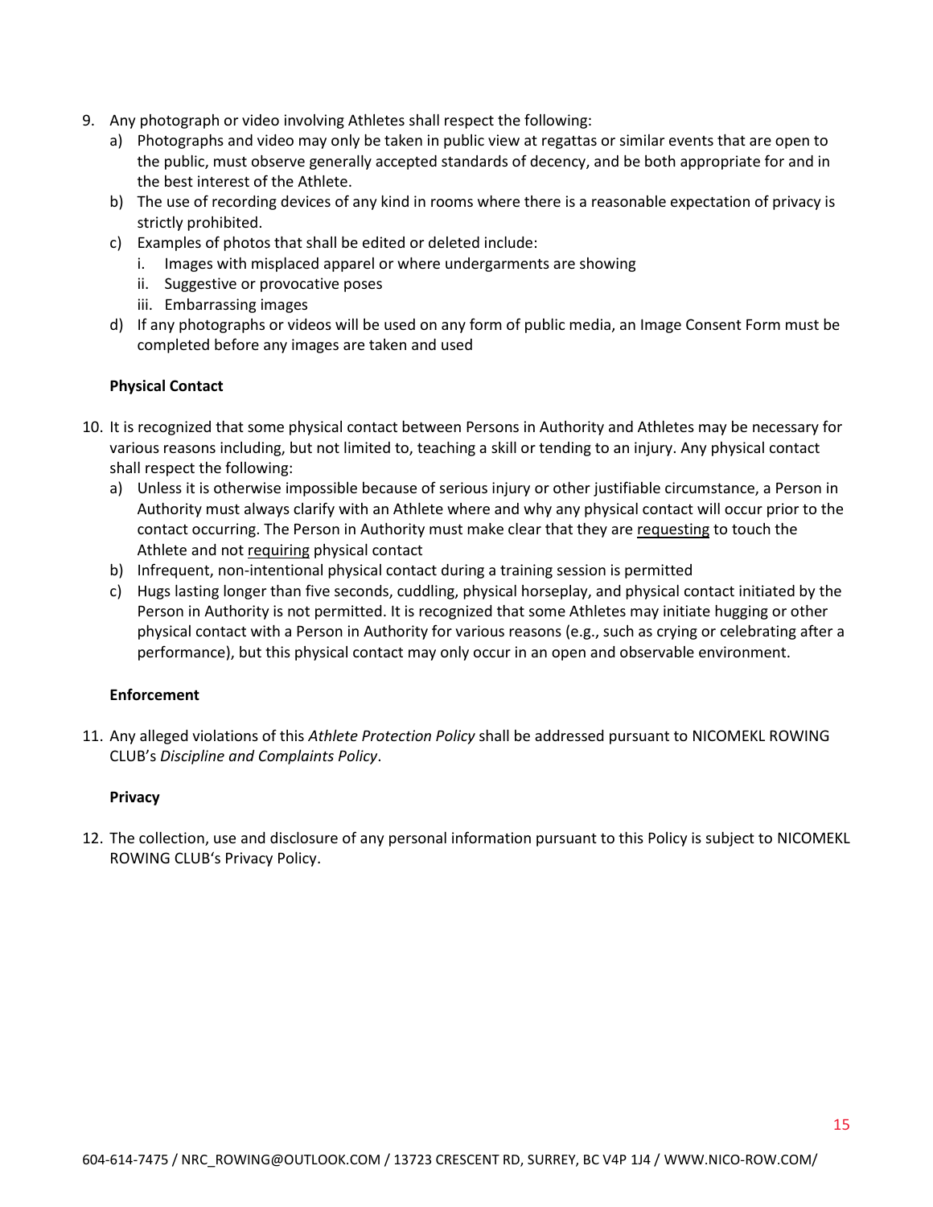9. Any photograph or video involving Athletes shall respect the following:
   a) Photographs and video may only be taken in public view at regattas or similar events that are open to the public, must observe generally accepted standards of decency, and be both appropriate for and in the best interest of the Athlete.
   b) The use of recording devices of any kind in rooms where there is a reasonable expectation of privacy is strictly prohibited.
   c) Examples of photos that shall be edited or deleted include:
      i. Images with misplaced apparel or where undergarments are showing
      ii. Suggestive or provocative poses
      iii. Embarrassing images
   d) If any photographs or videos will be used on any form of public media, an Image Consent Form must be completed before any images are taken and used

**Physical Contact**

10. It is recognized that some physical contact between Persons in Authority and Athletes may be necessary for various reasons including, but not limited to, teaching a skill or tending to an injury. Any physical contact shall respect the following:
    a) Unless it is otherwise impossible because of serious injury or other justifiable circumstance, a Person in Authority must always clarify with an Athlete where and why any physical contact will occur prior to the contact occurring. The Person in Authority must make clear that they are <u>requesting</u> to touch the Athlete and not <u>requiring</u> physical contact
    b) Infrequent, non-intentional physical contact during a training session is permitted
    c) Hugs lasting longer than five seconds, cuddling, physical horseplay, and physical contact initiated by the Person in Authority is not permitted. It is recognized that some Athletes may initiate hugging or other physical contact with a Person in Authority for various reasons (e.g., such as crying or celebrating after a performance), but this physical contact may only occur in an open and observable environment.

**Enforcement**

11. Any alleged violations of this *Athlete Protection Policy* shall be addressed pursuant to NICOMEKL ROWING CLUB's *Discipline and Complaints Policy*.

**Privacy**

12. The collection, use and disclosure of any personal information pursuant to this Policy is subject to NICOMEKL ROWING CLUB's Privacy Policy.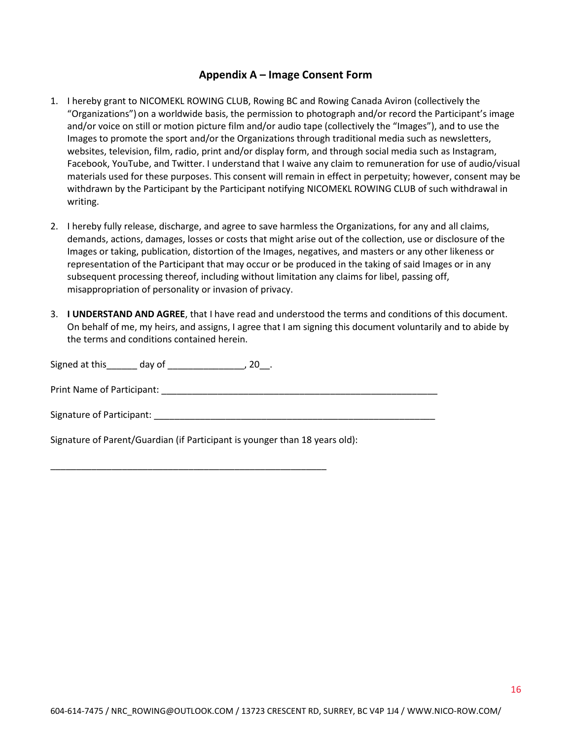## Appendix A – Image Consent Form

1. I hereby grant to NICOMEKL ROWING CLUB, Rowing BC and Rowing Canada Aviron (collectively the "Organizations") on a worldwide basis, the permission to photograph and/or record the Participant's image and/or voice on still or motion picture film and/or audio tape (collectively the "Images"), and to use the Images to promote the sport and/or the Organizations through traditional media such as newsletters, websites, television, film, radio, print and/or display form, and through social media such as Instagram, Facebook, YouTube, and Twitter. I understand that I waive any claim to remuneration for use of audio/visual materials used for these purposes. This consent will remain in effect in perpetuity; however, consent may be withdrawn by the Participant by the Participant notifying NICOMEKL ROWING CLUB of such withdrawal in writing.

2. I hereby fully release, discharge, and agree to save harmless the Organizations, for any and all claims, demands, actions, damages, losses or costs that might arise out of the collection, use or disclosure of the Images or taking, publication, distortion of the Images, negatives, and masters or any other likeness or representation of the Participant that may occur or be produced in the taking of said Images or in any subsequent processing thereof, including without limitation any claims for libel, passing off, misappropriation of personality or invasion of privacy.

3. **I UNDERSTAND AND AGREE**, that I have read and understood the terms and conditions of this document. On behalf of me, my heirs, and assigns, I agree that I am signing this document voluntarily and to abide by the terms and conditions contained herein.

Signed at this______ day of _______________, 20__.

Print Name of Participant: _________________________________________________________

Signature of Participant: __________________________________________________________

Signature of Parent/Guardian (if Participant is younger than 18 years old):

_________________________________________________________

604-614-7475 / NRC_ROWING@OUTLOOK.COM / 13723 CRESCENT RD, SURREY, BC V4P 1J4 / WWW.NICO-ROW.COM/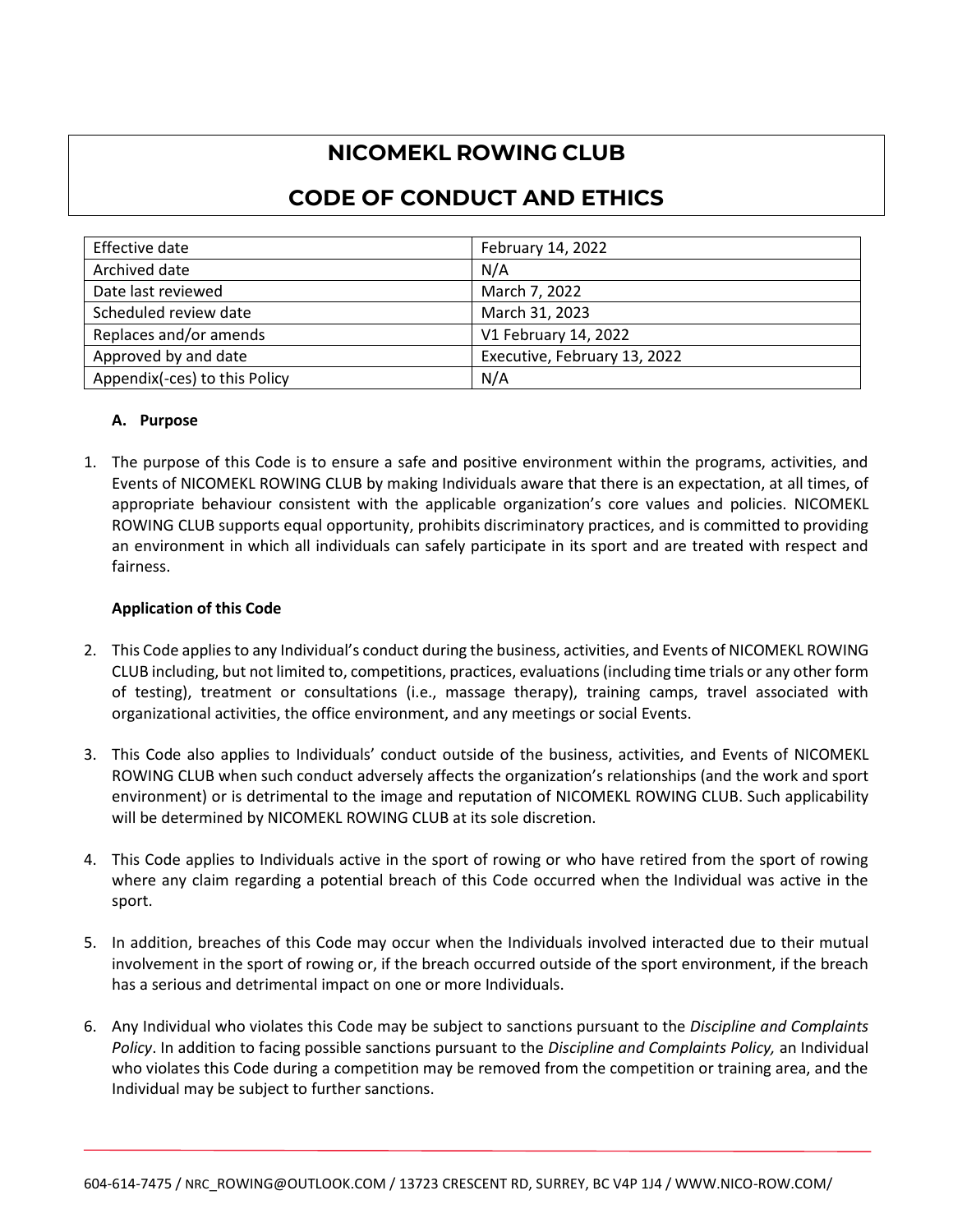# NICOMEKL ROWING CLUB

# CODE OF CONDUCT AND ETHICS

| Effective date | February 14, 2022 |
|---|---|
| Archived date | N/A |
| Date last reviewed | March 7, 2022 |
| Scheduled review date | March 31, 2023 |
| Replaces and/or amends | V1 February 14, 2022 |
| Approved by and date | Executive, February 13, 2022 |
| Appendix(-ces) to this Policy | N/A |

### A. Purpose

1. The purpose of this Code is to ensure a safe and positive environment within the programs, activities, and Events of NICOMEKL ROWING CLUB by making Individuals aware that there is an expectation, at all times, of appropriate behaviour consistent with the applicable organization's core values and policies. NICOMEKL ROWING CLUB supports equal opportunity, prohibits discriminatory practices, and is committed to providing an environment in which all individuals can safely participate in its sport and are treated with respect and fairness.

### Application of this Code

2. This Code applies to any Individual's conduct during the business, activities, and Events of NICOMEKL ROWING CLUB including, but not limited to, competitions, practices, evaluations (including time trials or any other form of testing), treatment or consultations (i.e., massage therapy), training camps, travel associated with organizational activities, the office environment, and any meetings or social Events.

3. This Code also applies to Individuals' conduct outside of the business, activities, and Events of NICOMEKL ROWING CLUB when such conduct adversely affects the organization's relationships (and the work and sport environment) or is detrimental to the image and reputation of NICOMEKL ROWING CLUB. Such applicability will be determined by NICOMEKL ROWING CLUB at its sole discretion.

4. This Code applies to Individuals active in the sport of rowing or who have retired from the sport of rowing where any claim regarding a potential breach of this Code occurred when the Individual was active in the sport.

5. In addition, breaches of this Code may occur when the Individuals involved interacted due to their mutual involvement in the sport of rowing or, if the breach occurred outside of the sport environment, if the breach has a serious and detrimental impact on one or more Individuals.

6. Any Individual who violates this Code may be subject to sanctions pursuant to the *Discipline and Complaints Policy*. In addition to facing possible sanctions pursuant to the *Discipline and Complaints Policy,* an Individual who violates this Code during a competition may be removed from the competition or training area, and the Individual may be subject to further sanctions.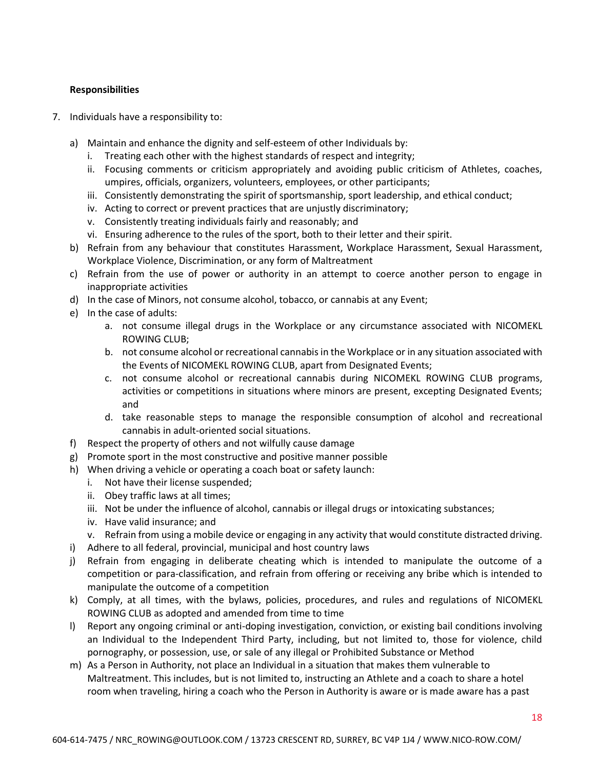**Responsibilities**

7. Individuals have a responsibility to:

   a) Maintain and enhance the dignity and self-esteem of other Individuals by:
      i. Treating each other with the highest standards of respect and integrity;
      ii. Focusing comments or criticism appropriately and avoiding public criticism of Athletes, coaches, umpires, officials, organizers, volunteers, employees, or other participants;
      iii. Consistently demonstrating the spirit of sportsmanship, sport leadership, and ethical conduct;
      iv. Acting to correct or prevent practices that are unjustly discriminatory;
      v. Consistently treating individuals fairly and reasonably; and
      vi. Ensuring adherence to the rules of the sport, both to their letter and their spirit.

   b) Refrain from any behaviour that constitutes Harassment, Workplace Harassment, Sexual Harassment, Workplace Violence, Discrimination, or any form of Maltreatment

   c) Refrain from the use of power or authority in an attempt to coerce another person to engage in inappropriate activities

   d) In the case of Minors, not consume alcohol, tobacco, or cannabis at any Event;

   e) In the case of adults:
      a. not consume illegal drugs in the Workplace or any circumstance associated with NICOMEKL ROWING CLUB;
      b. not consume alcohol or recreational cannabis in the Workplace or in any situation associated with the Events of NICOMEKL ROWING CLUB, apart from Designated Events;
      c. not consume alcohol or recreational cannabis during NICOMEKL ROWING CLUB programs, activities or competitions in situations where minors are present, excepting Designated Events; and
      d. take reasonable steps to manage the responsible consumption of alcohol and recreational cannabis in adult-oriented social situations.

   f) Respect the property of others and not wilfully cause damage

   g) Promote sport in the most constructive and positive manner possible

   h) When driving a vehicle or operating a coach boat or safety launch:
      i. Not have their license suspended;
      ii. Obey traffic laws at all times;
      iii. Not be under the influence of alcohol, cannabis or illegal drugs or intoxicating substances;
      iv. Have valid insurance; and
      v. Refrain from using a mobile device or engaging in any activity that would constitute distracted driving.

   i) Adhere to all federal, provincial, municipal and host country laws

   j) Refrain from engaging in deliberate cheating which is intended to manipulate the outcome of a competition or para-classification, and refrain from offering or receiving any bribe which is intended to manipulate the outcome of a competition

   k) Comply, at all times, with the bylaws, policies, procedures, and rules and regulations of NICOMEKL ROWING CLUB as adopted and amended from time to time

   l) Report any ongoing criminal or anti-doping investigation, conviction, or existing bail conditions involving an Individual to the Independent Third Party, including, but not limited to, those for violence, child pornography, or possession, use, or sale of any illegal or Prohibited Substance or Method

   m) As a Person in Authority, not place an Individual in a situation that makes them vulnerable to Maltreatment. This includes, but is not limited to, instructing an Athlete and a coach to share a hotel room when traveling, hiring a coach who the Person in Authority is aware or is made aware has a past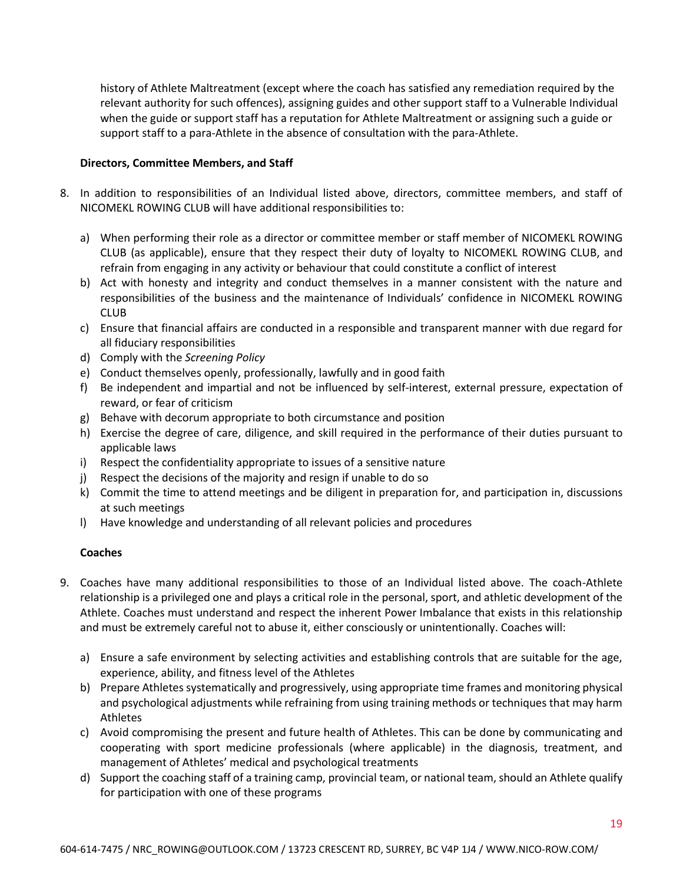history of Athlete Maltreatment (except where the coach has satisfied any remediation required by the relevant authority for such offences), assigning guides and other support staff to a Vulnerable Individual when the guide or support staff has a reputation for Athlete Maltreatment or assigning such a guide or support staff to a para-Athlete in the absence of consultation with the para-Athlete.

**Directors, Committee Members, and Staff**

8. In addition to responsibilities of an Individual listed above, directors, committee members, and staff of NICOMEKL ROWING CLUB will have additional responsibilities to:

   a) When performing their role as a director or committee member or staff member of NICOMEKL ROWING CLUB (as applicable), ensure that they respect their duty of loyalty to NICOMEKL ROWING CLUB, and refrain from engaging in any activity or behaviour that could constitute a conflict of interest
   b) Act with honesty and integrity and conduct themselves in a manner consistent with the nature and responsibilities of the business and the maintenance of Individuals' confidence in NICOMEKL ROWING CLUB
   c) Ensure that financial affairs are conducted in a responsible and transparent manner with due regard for all fiduciary responsibilities
   d) Comply with the *Screening Policy*
   e) Conduct themselves openly, professionally, lawfully and in good faith
   f) Be independent and impartial and not be influenced by self-interest, external pressure, expectation of reward, or fear of criticism
   g) Behave with decorum appropriate to both circumstance and position
   h) Exercise the degree of care, diligence, and skill required in the performance of their duties pursuant to applicable laws
   i) Respect the confidentiality appropriate to issues of a sensitive nature
   j) Respect the decisions of the majority and resign if unable to do so
   k) Commit the time to attend meetings and be diligent in preparation for, and participation in, discussions at such meetings
   l) Have knowledge and understanding of all relevant policies and procedures

**Coaches**

9. Coaches have many additional responsibilities to those of an Individual listed above. The coach-Athlete relationship is a privileged one and plays a critical role in the personal, sport, and athletic development of the Athlete. Coaches must understand and respect the inherent Power Imbalance that exists in this relationship and must be extremely careful not to abuse it, either consciously or unintentionally. Coaches will:

   a) Ensure a safe environment by selecting activities and establishing controls that are suitable for the age, experience, ability, and fitness level of the Athletes
   b) Prepare Athletes systematically and progressively, using appropriate time frames and monitoring physical and psychological adjustments while refraining from using training methods or techniques that may harm Athletes
   c) Avoid compromising the present and future health of Athletes. This can be done by communicating and cooperating with sport medicine professionals (where applicable) in the diagnosis, treatment, and management of Athletes' medical and psychological treatments
   d) Support the coaching staff of a training camp, provincial team, or national team, should an Athlete qualify for participation with one of these programs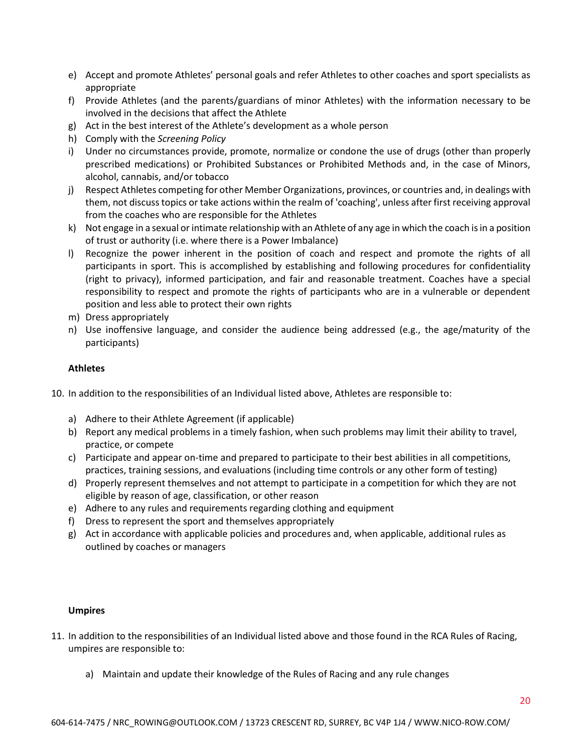e) Accept and promote Athletes' personal goals and refer Athletes to other coaches and sport specialists as appropriate
f) Provide Athletes (and the parents/guardians of minor Athletes) with the information necessary to be involved in the decisions that affect the Athlete
g) Act in the best interest of the Athlete's development as a whole person
h) Comply with the *Screening Policy*
i) Under no circumstances provide, promote, normalize or condone the use of drugs (other than properly prescribed medications) or Prohibited Substances or Prohibited Methods and, in the case of Minors, alcohol, cannabis, and/or tobacco
j) Respect Athletes competing for other Member Organizations, provinces, or countries and, in dealings with them, not discuss topics or take actions within the realm of 'coaching', unless after first receiving approval from the coaches who are responsible for the Athletes
k) Not engage in a sexual or intimate relationship with an Athlete of any age in which the coach is in a position of trust or authority (i.e. where there is a Power Imbalance)
l) Recognize the power inherent in the position of coach and respect and promote the rights of all participants in sport. This is accomplished by establishing and following procedures for confidentiality (right to privacy), informed participation, and fair and reasonable treatment. Coaches have a special responsibility to respect and promote the rights of participants who are in a vulnerable or dependent position and less able to protect their own rights
m) Dress appropriately
n) Use inoffensive language, and consider the audience being addressed (e.g., the age/maturity of the participants)

**Athletes**

10. In addition to the responsibilities of an Individual listed above, Athletes are responsible to:

    a) Adhere to their Athlete Agreement (if applicable)
    b) Report any medical problems in a timely fashion, when such problems may limit their ability to travel, practice, or compete
    c) Participate and appear on-time and prepared to participate to their best abilities in all competitions, practices, training sessions, and evaluations (including time controls or any other form of testing)
    d) Properly represent themselves and not attempt to participate in a competition for which they are not eligible by reason of age, classification, or other reason
    e) Adhere to any rules and requirements regarding clothing and equipment
    f) Dress to represent the sport and themselves appropriately
    g) Act in accordance with applicable policies and procedures and, when applicable, additional rules as outlined by coaches or managers

**Umpires**

11. In addition to the responsibilities of an Individual listed above and those found in the RCA Rules of Racing, umpires are responsible to:

    a) Maintain and update their knowledge of the Rules of Racing and any rule changes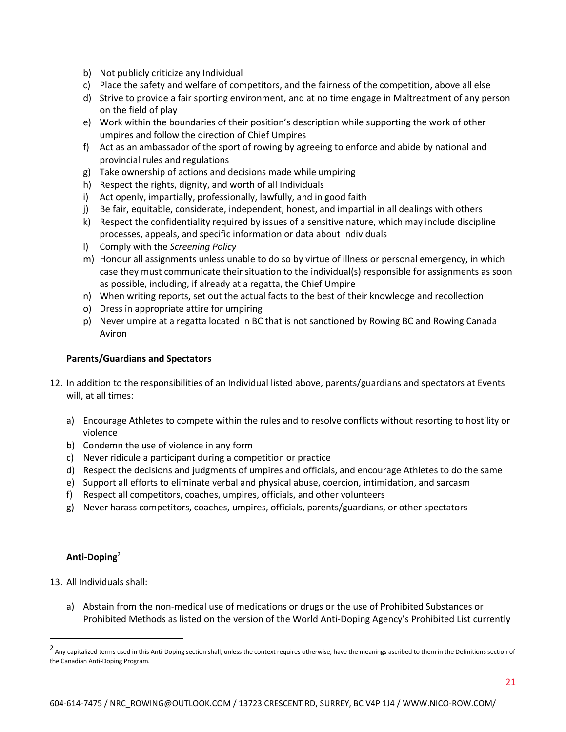b) Not publicly criticize any Individual
c) Place the safety and welfare of competitors, and the fairness of the competition, above all else
d) Strive to provide a fair sporting environment, and at no time engage in Maltreatment of any person on the field of play
e) Work within the boundaries of their position's description while supporting the work of other umpires and follow the direction of Chief Umpires
f) Act as an ambassador of the sport of rowing by agreeing to enforce and abide by national and provincial rules and regulations
g) Take ownership of actions and decisions made while umpiring
h) Respect the rights, dignity, and worth of all Individuals
i) Act openly, impartially, professionally, lawfully, and in good faith
j) Be fair, equitable, considerate, independent, honest, and impartial in all dealings with others
k) Respect the confidentiality required by issues of a sensitive nature, which may include discipline processes, appeals, and specific information or data about Individuals
l) Comply with the *Screening Policy*
m) Honour all assignments unless unable to do so by virtue of illness or personal emergency, in which case they must communicate their situation to the individual(s) responsible for assignments as soon as possible, including, if already at a regatta, the Chief Umpire
n) When writing reports, set out the actual facts to the best of their knowledge and recollection
o) Dress in appropriate attire for umpiring
p) Never umpire at a regatta located in BC that is not sanctioned by Rowing BC and Rowing Canada Aviron

**Parents/Guardians and Spectators**

12. In addition to the responsibilities of an Individual listed above, parents/guardians and spectators at Events will, at all times:

    a) Encourage Athletes to compete within the rules and to resolve conflicts without resorting to hostility or violence
    b) Condemn the use of violence in any form
    c) Never ridicule a participant during a competition or practice
    d) Respect the decisions and judgments of umpires and officials, and encourage Athletes to do the same
    e) Support all efforts to eliminate verbal and physical abuse, coercion, intimidation, and sarcasm
    f) Respect all competitors, coaches, umpires, officials, and other volunteers
    g) Never harass competitors, coaches, umpires, officials, parents/guardians, or other spectators

**Anti-Doping**[2]

13. All Individuals shall:

    a) Abstain from the non-medical use of medications or drugs or the use of Prohibited Substances or Prohibited Methods as listed on the version of the World Anti-Doping Agency's Prohibited List currently

[2] Any capitalized terms used in this Anti-Doping section shall, unless the context requires otherwise, have the meanings ascribed to them in the Definitions section of the Canadian Anti-Doping Program.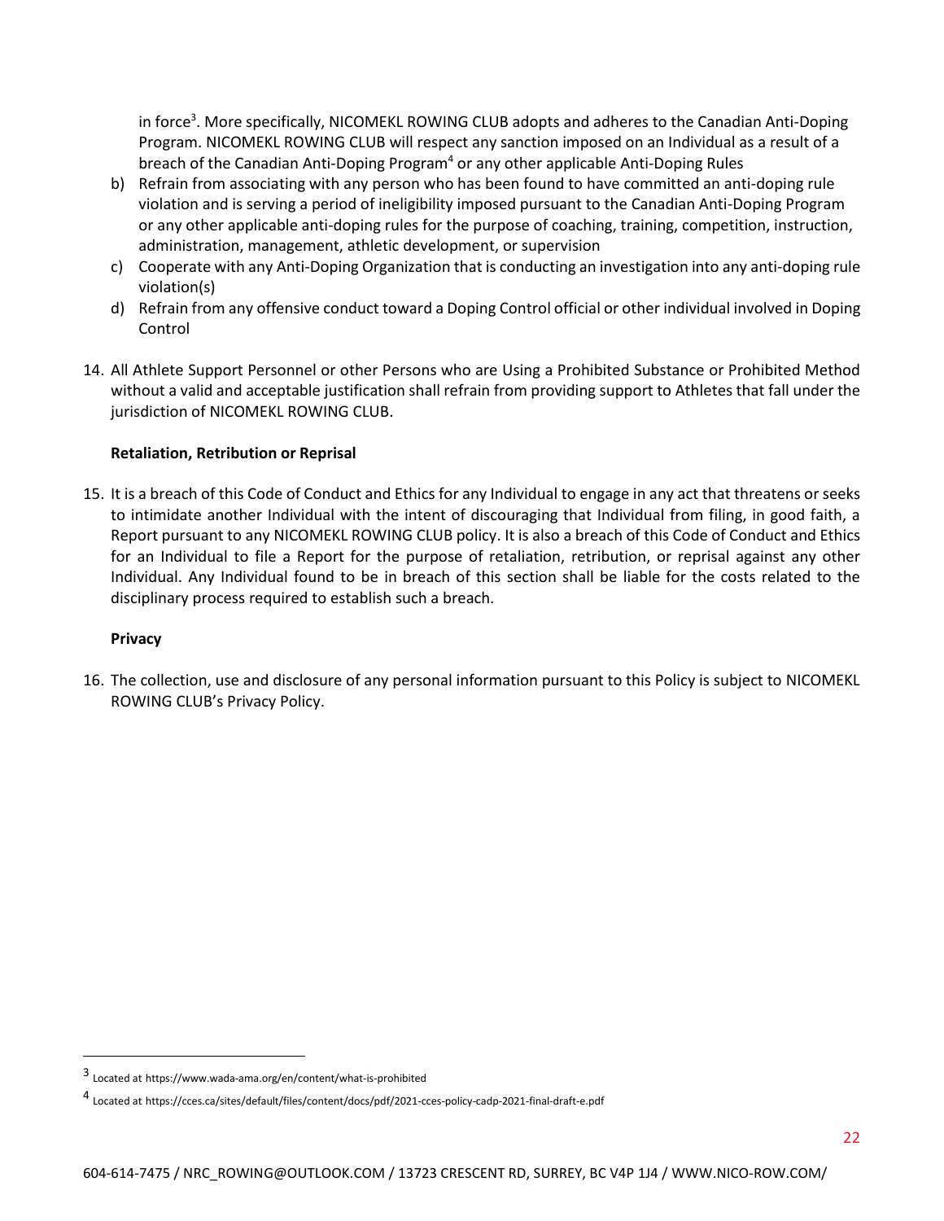in force[3]. More specifically, NICOMEKL ROWING CLUB adopts and adheres to the Canadian Anti-Doping Program. NICOMEKL ROWING CLUB will respect any sanction imposed on an Individual as a result of a breach of the Canadian Anti-Doping Program[4] or any other applicable Anti-Doping Rules

b) Refrain from associating with any person who has been found to have committed an anti-doping rule violation and is serving a period of ineligibility imposed pursuant to the Canadian Anti-Doping Program or any other applicable anti-doping rules for the purpose of coaching, training, competition, instruction, administration, management, athletic development, or supervision
c) Cooperate with any Anti-Doping Organization that is conducting an investigation into any anti-doping rule violation(s)
d) Refrain from any offensive conduct toward a Doping Control official or other individual involved in Doping Control

14. All Athlete Support Personnel or other Persons who are Using a Prohibited Substance or Prohibited Method without a valid and acceptable justification shall refrain from providing support to Athletes that fall under the jurisdiction of NICOMEKL ROWING CLUB.

**Retaliation, Retribution or Reprisal**

15. It is a breach of this Code of Conduct and Ethics for any Individual to engage in any act that threatens or seeks to intimidate another Individual with the intent of discouraging that Individual from filing, in good faith, a Report pursuant to any NICOMEKL ROWING CLUB policy. It is also a breach of this Code of Conduct and Ethics for an Individual to file a Report for the purpose of retaliation, retribution, or reprisal against any other Individual. Any Individual found to be in breach of this section shall be liable for the costs related to the disciplinary process required to establish such a breach.

**Privacy**

16. The collection, use and disclosure of any personal information pursuant to this Policy is subject to NICOMEKL ROWING CLUB's Privacy Policy.

---

[3] Located at https://www.wada-ama.org/en/content/what-is-prohibited

[4] Located at https://cces.ca/sites/default/files/content/docs/pdf/2021-cces-policy-cadp-2021-final-draft-e.pdf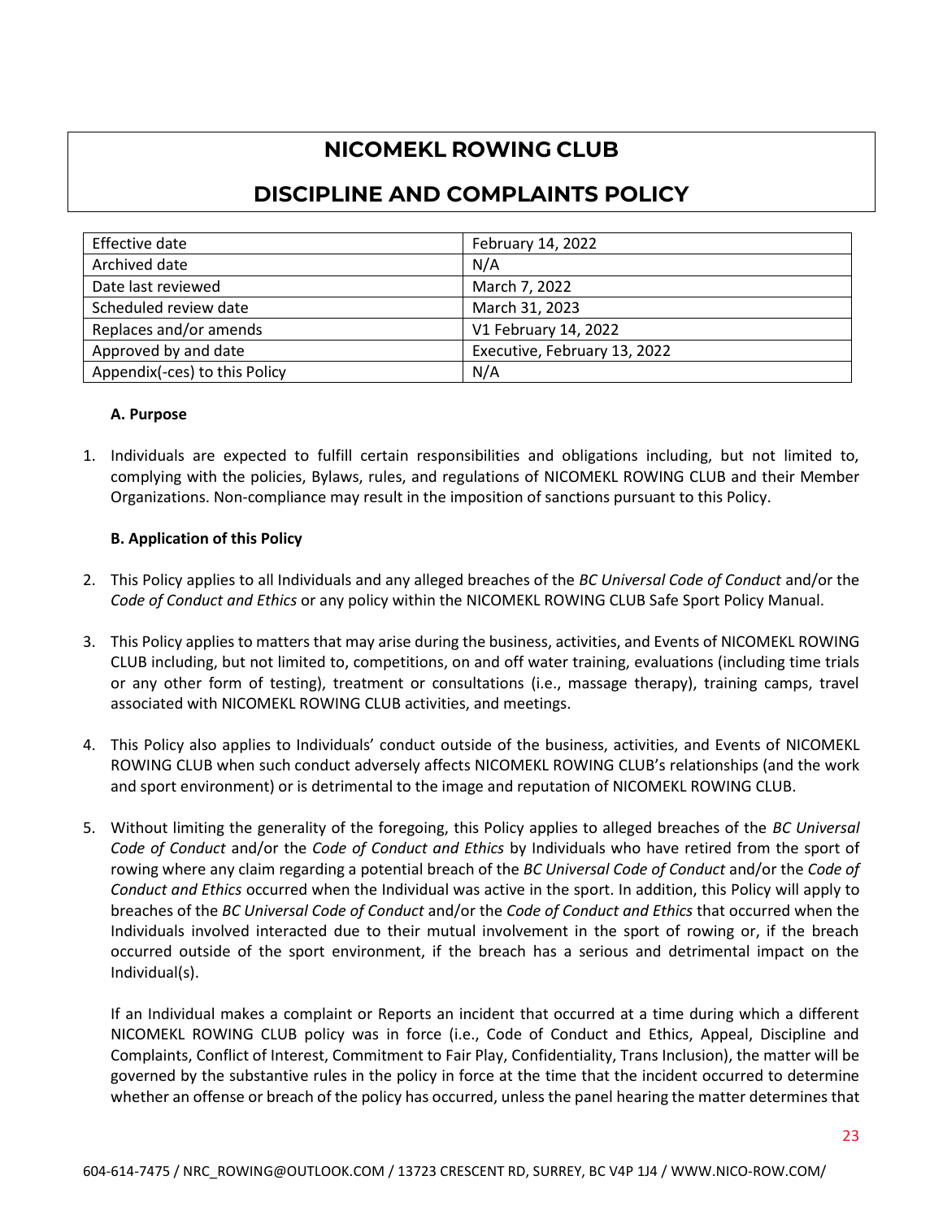# NICOMEKL ROWING CLUB

# DISCIPLINE AND COMPLAINTS POLICY

| Effective date | February 14, 2022 |
|---|---|
| Archived date | N/A |
| Date last reviewed | March 7, 2022 |
| Scheduled review date | March 31, 2023 |
| Replaces and/or amends | V1 February 14, 2022 |
| Approved by and date | Executive, February 13, 2022 |
| Appendix(-ces) to this Policy | N/A |

**A. Purpose**

1. Individuals are expected to fulfill certain responsibilities and obligations including, but not limited to, complying with the policies, Bylaws, rules, and regulations of NICOMEKL ROWING CLUB and their Member Organizations. Non-compliance may result in the imposition of sanctions pursuant to this Policy.

**B. Application of this Policy**

2. This Policy applies to all Individuals and any alleged breaches of the *BC Universal Code of Conduct* and/or the *Code of Conduct and Ethics* or any policy within the NICOMEKL ROWING CLUB Safe Sport Policy Manual.

3. This Policy applies to matters that may arise during the business, activities, and Events of NICOMEKL ROWING CLUB including, but not limited to, competitions, on and off water training, evaluations (including time trials or any other form of testing), treatment or consultations (i.e., massage therapy), training camps, travel associated with NICOMEKL ROWING CLUB activities, and meetings.

4. This Policy also applies to Individuals' conduct outside of the business, activities, and Events of NICOMEKL ROWING CLUB when such conduct adversely affects NICOMEKL ROWING CLUB's relationships (and the work and sport environment) or is detrimental to the image and reputation of NICOMEKL ROWING CLUB.

5. Without limiting the generality of the foregoing, this Policy applies to alleged breaches of the *BC Universal Code of Conduct* and/or the *Code of Conduct and Ethics* by Individuals who have retired from the sport of rowing where any claim regarding a potential breach of the *BC Universal Code of Conduct* and/or the *Code of Conduct and Ethics* occurred when the Individual was active in the sport. In addition, this Policy will apply to breaches of the *BC Universal Code of Conduct* and/or the *Code of Conduct and Ethics* that occurred when the Individuals involved interacted due to their mutual involvement in the sport of rowing or, if the breach occurred outside of the sport environment, if the breach has a serious and detrimental impact on the Individual(s).

   If an Individual makes a complaint or Reports an incident that occurred at a time during which a different NICOMEKL ROWING CLUB policy was in force (i.e., Code of Conduct and Ethics, Appeal, Discipline and Complaints, Conflict of Interest, Commitment to Fair Play, Confidentiality, Trans Inclusion), the matter will be governed by the substantive rules in the policy in force at the time that the incident occurred to determine whether an offense or breach of the policy has occurred, unless the panel hearing the matter determines that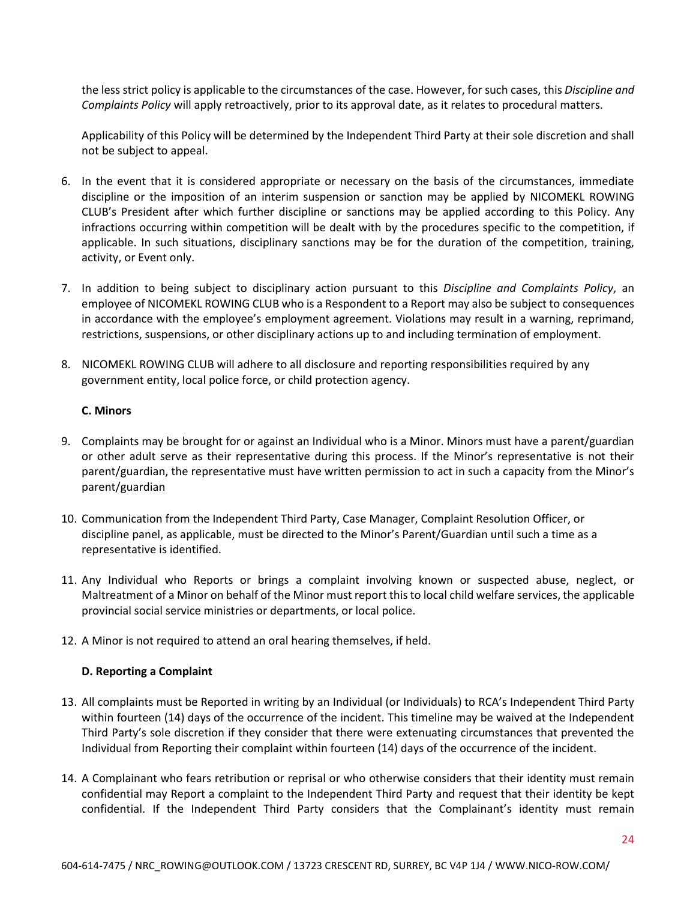the less strict policy is applicable to the circumstances of the case. However, for such cases, this *Discipline and Complaints Policy* will apply retroactively, prior to its approval date, as it relates to procedural matters.

Applicability of this Policy will be determined by the Independent Third Party at their sole discretion and shall not be subject to appeal.

6. In the event that it is considered appropriate or necessary on the basis of the circumstances, immediate discipline or the imposition of an interim suspension or sanction may be applied by NICOMEKL ROWING CLUB's President after which further discipline or sanctions may be applied according to this Policy. Any infractions occurring within competition will be dealt with by the procedures specific to the competition, if applicable. In such situations, disciplinary sanctions may be for the duration of the competition, training, activity, or Event only.

7. In addition to being subject to disciplinary action pursuant to this *Discipline and Complaints Policy*, an employee of NICOMEKL ROWING CLUB who is a Respondent to a Report may also be subject to consequences in accordance with the employee's employment agreement. Violations may result in a warning, reprimand, restrictions, suspensions, or other disciplinary actions up to and including termination of employment.

8. NICOMEKL ROWING CLUB will adhere to all disclosure and reporting responsibilities required by any government entity, local police force, or child protection agency.

**C. Minors**

9. Complaints may be brought for or against an Individual who is a Minor. Minors must have a parent/guardian or other adult serve as their representative during this process. If the Minor's representative is not their parent/guardian, the representative must have written permission to act in such a capacity from the Minor's parent/guardian

10. Communication from the Independent Third Party, Case Manager, Complaint Resolution Officer, or discipline panel, as applicable, must be directed to the Minor's Parent/Guardian until such a time as a representative is identified.

11. Any Individual who Reports or brings a complaint involving known or suspected abuse, neglect, or Maltreatment of a Minor on behalf of the Minor must report this to local child welfare services, the applicable provincial social service ministries or departments, or local police.

12. A Minor is not required to attend an oral hearing themselves, if held.

**D. Reporting a Complaint**

13. All complaints must be Reported in writing by an Individual (or Individuals) to RCA's Independent Third Party within fourteen (14) days of the occurrence of the incident. This timeline may be waived at the Independent Third Party's sole discretion if they consider that there were extenuating circumstances that prevented the Individual from Reporting their complaint within fourteen (14) days of the occurrence of the incident.

14. A Complainant who fears retribution or reprisal or who otherwise considers that their identity must remain confidential may Report a complaint to the Independent Third Party and request that their identity be kept confidential. If the Independent Third Party considers that the Complainant's identity must remain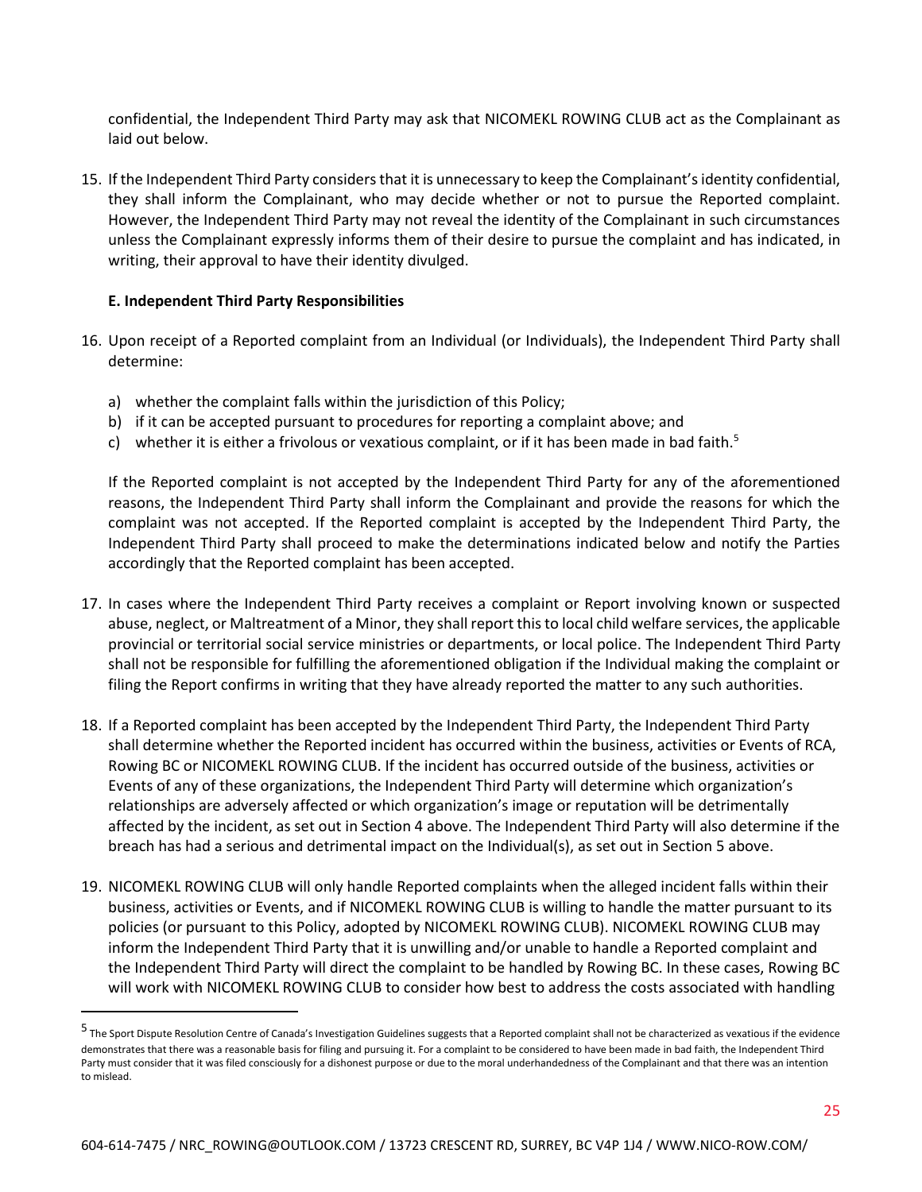confidential, the Independent Third Party may ask that NICOMEKL ROWING CLUB act as the Complainant as laid out below.

15. If the Independent Third Party considers that it is unnecessary to keep the Complainant's identity confidential, they shall inform the Complainant, who may decide whether or not to pursue the Reported complaint. However, the Independent Third Party may not reveal the identity of the Complainant in such circumstances unless the Complainant expressly informs them of their desire to pursue the complaint and has indicated, in writing, their approval to have their identity divulged.

**E. Independent Third Party Responsibilities**

16. Upon receipt of a Reported complaint from an Individual (or Individuals), the Independent Third Party shall determine:

    a) whether the complaint falls within the jurisdiction of this Policy;
    b) if it can be accepted pursuant to procedures for reporting a complaint above; and
    c) whether it is either a frivolous or vexatious complaint, or if it has been made in bad faith.[5]

    If the Reported complaint is not accepted by the Independent Third Party for any of the aforementioned reasons, the Independent Third Party shall inform the Complainant and provide the reasons for which the complaint was not accepted. If the Reported complaint is accepted by the Independent Third Party, the Independent Third Party shall proceed to make the determinations indicated below and notify the Parties accordingly that the Reported complaint has been accepted.

17. In cases where the Independent Third Party receives a complaint or Report involving known or suspected abuse, neglect, or Maltreatment of a Minor, they shall report this to local child welfare services, the applicable provincial or territorial social service ministries or departments, or local police. The Independent Third Party shall not be responsible for fulfilling the aforementioned obligation if the Individual making the complaint or filing the Report confirms in writing that they have already reported the matter to any such authorities.

18. If a Reported complaint has been accepted by the Independent Third Party, the Independent Third Party shall determine whether the Reported incident has occurred within the business, activities or Events of RCA, Rowing BC or NICOMEKL ROWING CLUB. If the incident has occurred outside of the business, activities or Events of any of these organizations, the Independent Third Party will determine which organization's relationships are adversely affected or which organization's image or reputation will be detrimentally affected by the incident, as set out in Section 4 above. The Independent Third Party will also determine if the breach has had a serious and detrimental impact on the Individual(s), as set out in Section 5 above.

19. NICOMEKL ROWING CLUB will only handle Reported complaints when the alleged incident falls within their business, activities or Events, and if NICOMEKL ROWING CLUB is willing to handle the matter pursuant to its policies (or pursuant to this Policy, adopted by NICOMEKL ROWING CLUB). NICOMEKL ROWING CLUB may inform the Independent Third Party that it is unwilling and/or unable to handle a Reported complaint and the Independent Third Party will direct the complaint to be handled by Rowing BC. In these cases, Rowing BC will work with NICOMEKL ROWING CLUB to consider how best to address the costs associated with handling

---

[5] The Sport Dispute Resolution Centre of Canada's Investigation Guidelines suggests that a Reported complaint shall not be characterized as vexatious if the evidence demonstrates that there was a reasonable basis for filing and pursuing it. For a complaint to be considered to have been made in bad faith, the Independent Third Party must consider that it was filed consciously for a dishonest purpose or due to the moral underhandedness of the Complainant and that there was an intention to mislead.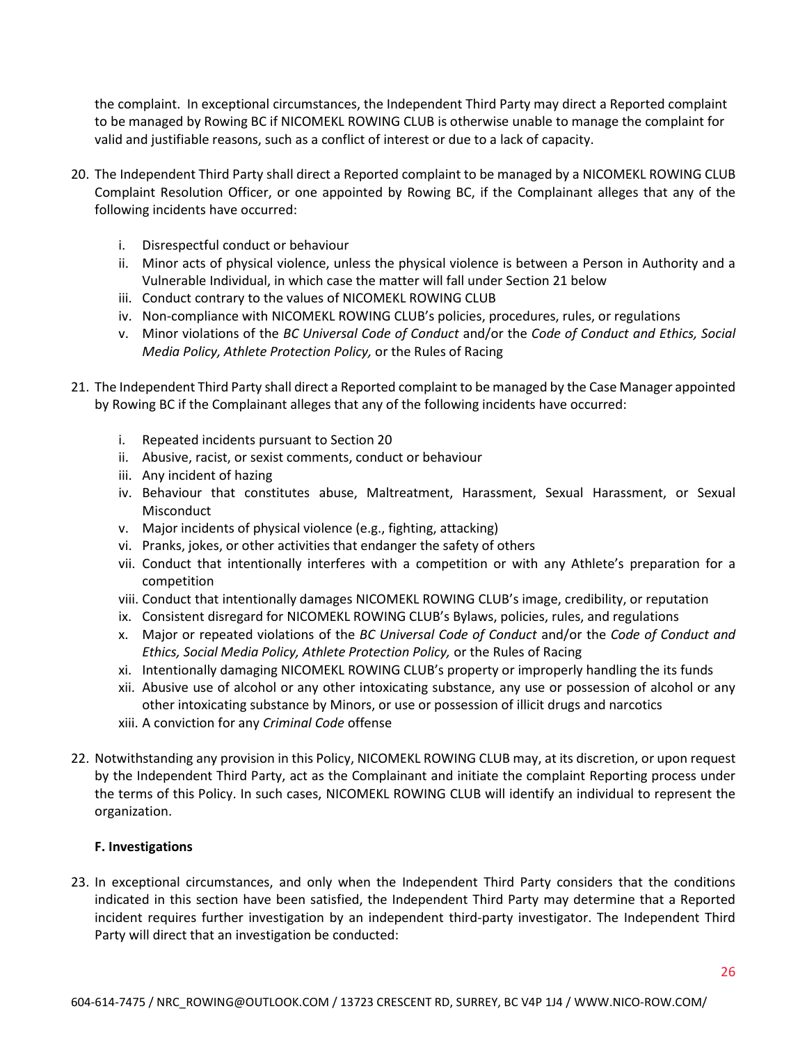the complaint. In exceptional circumstances, the Independent Third Party may direct a Reported complaint to be managed by Rowing BC if NICOMEKL ROWING CLUB is otherwise unable to manage the complaint for valid and justifiable reasons, such as a conflict of interest or due to a lack of capacity.

20. The Independent Third Party shall direct a Reported complaint to be managed by a NICOMEKL ROWING CLUB Complaint Resolution Officer, or one appointed by Rowing BC, if the Complainant alleges that any of the following incidents have occurred:

    i. Disrespectful conduct or behaviour
    ii. Minor acts of physical violence, unless the physical violence is between a Person in Authority and a Vulnerable Individual, in which case the matter will fall under Section 21 below
    iii. Conduct contrary to the values of NICOMEKL ROWING CLUB
    iv. Non-compliance with NICOMEKL ROWING CLUB's policies, procedures, rules, or regulations
    v. Minor violations of the *BC Universal Code of Conduct* and/or the *Code of Conduct and Ethics, Social Media Policy, Athlete Protection Policy,* or the Rules of Racing

21. The Independent Third Party shall direct a Reported complaint to be managed by the Case Manager appointed by Rowing BC if the Complainant alleges that any of the following incidents have occurred:

    i. Repeated incidents pursuant to Section 20
    ii. Abusive, racist, or sexist comments, conduct or behaviour
    iii. Any incident of hazing
    iv. Behaviour that constitutes abuse, Maltreatment, Harassment, Sexual Harassment, or Sexual Misconduct
    v. Major incidents of physical violence (e.g., fighting, attacking)
    vi. Pranks, jokes, or other activities that endanger the safety of others
    vii. Conduct that intentionally interferes with a competition or with any Athlete's preparation for a competition
    viii. Conduct that intentionally damages NICOMEKL ROWING CLUB's image, credibility, or reputation
    ix. Consistent disregard for NICOMEKL ROWING CLUB's Bylaws, policies, rules, and regulations
    x. Major or repeated violations of the *BC Universal Code of Conduct* and/or the *Code of Conduct and Ethics, Social Media Policy, Athlete Protection Policy,* or the Rules of Racing
    xi. Intentionally damaging NICOMEKL ROWING CLUB's property or improperly handling the its funds
    xii. Abusive use of alcohol or any other intoxicating substance, any use or possession of alcohol or any other intoxicating substance by Minors, or use or possession of illicit drugs and narcotics
    xiii. A conviction for any *Criminal Code* offense

22. Notwithstanding any provision in this Policy, NICOMEKL ROWING CLUB may, at its discretion, or upon request by the Independent Third Party, act as the Complainant and initiate the complaint Reporting process under the terms of this Policy. In such cases, NICOMEKL ROWING CLUB will identify an individual to represent the organization.

**F. Investigations**

23. In exceptional circumstances, and only when the Independent Third Party considers that the conditions indicated in this section have been satisfied, the Independent Third Party may determine that a Reported incident requires further investigation by an independent third-party investigator. The Independent Third Party will direct that an investigation be conducted: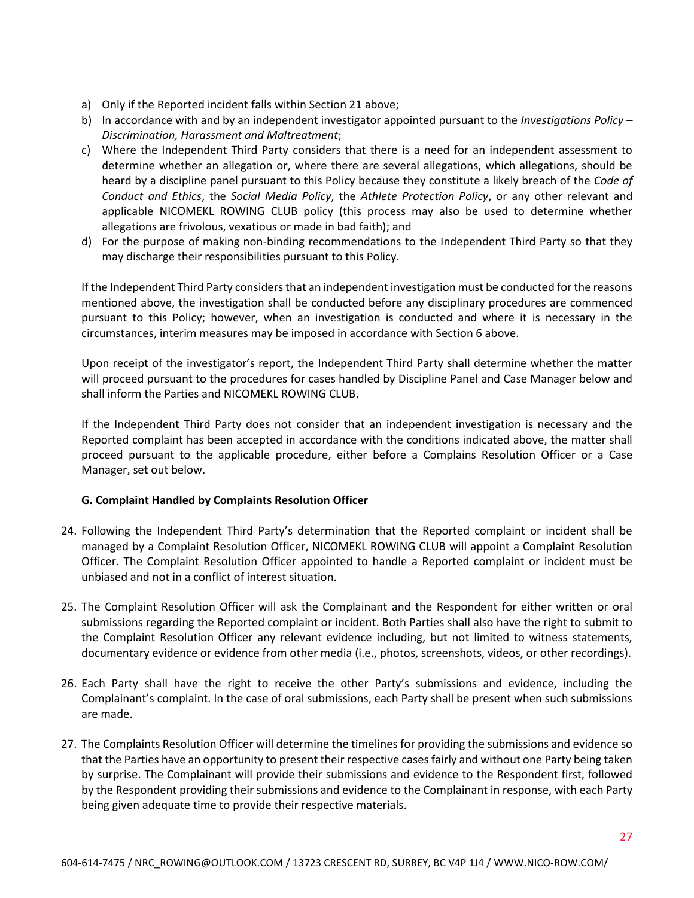a) Only if the Reported incident falls within Section 21 above;
b) In accordance with and by an independent investigator appointed pursuant to the *Investigations Policy – Discrimination, Harassment and Maltreatment*;
c) Where the Independent Third Party considers that there is a need for an independent assessment to determine whether an allegation or, where there are several allegations, which allegations, should be heard by a discipline panel pursuant to this Policy because they constitute a likely breach of the *Code of Conduct and Ethics*, the *Social Media Policy*, the *Athlete Protection Policy*, or any other relevant and applicable NICOMEKL ROWING CLUB policy (this process may also be used to determine whether allegations are frivolous, vexatious or made in bad faith); and
d) For the purpose of making non-binding recommendations to the Independent Third Party so that they may discharge their responsibilities pursuant to this Policy.

If the Independent Third Party considers that an independent investigation must be conducted for the reasons mentioned above, the investigation shall be conducted before any disciplinary procedures are commenced pursuant to this Policy; however, when an investigation is conducted and where it is necessary in the circumstances, interim measures may be imposed in accordance with Section 6 above.

Upon receipt of the investigator's report, the Independent Third Party shall determine whether the matter will proceed pursuant to the procedures for cases handled by Discipline Panel and Case Manager below and shall inform the Parties and NICOMEKL ROWING CLUB.

If the Independent Third Party does not consider that an independent investigation is necessary and the Reported complaint has been accepted in accordance with the conditions indicated above, the matter shall proceed pursuant to the applicable procedure, either before a Complains Resolution Officer or a Case Manager, set out below.

**G. Complaint Handled by Complaints Resolution Officer**

24. Following the Independent Third Party's determination that the Reported complaint or incident shall be managed by a Complaint Resolution Officer, NICOMEKL ROWING CLUB will appoint a Complaint Resolution Officer. The Complaint Resolution Officer appointed to handle a Reported complaint or incident must be unbiased and not in a conflict of interest situation.

25. The Complaint Resolution Officer will ask the Complainant and the Respondent for either written or oral submissions regarding the Reported complaint or incident. Both Parties shall also have the right to submit to the Complaint Resolution Officer any relevant evidence including, but not limited to witness statements, documentary evidence or evidence from other media (i.e., photos, screenshots, videos, or other recordings).

26. Each Party shall have the right to receive the other Party's submissions and evidence, including the Complainant's complaint. In the case of oral submissions, each Party shall be present when such submissions are made.

27. The Complaints Resolution Officer will determine the timelines for providing the submissions and evidence so that the Parties have an opportunity to present their respective cases fairly and without one Party being taken by surprise. The Complainant will provide their submissions and evidence to the Respondent first, followed by the Respondent providing their submissions and evidence to the Complainant in response, with each Party being given adequate time to provide their respective materials.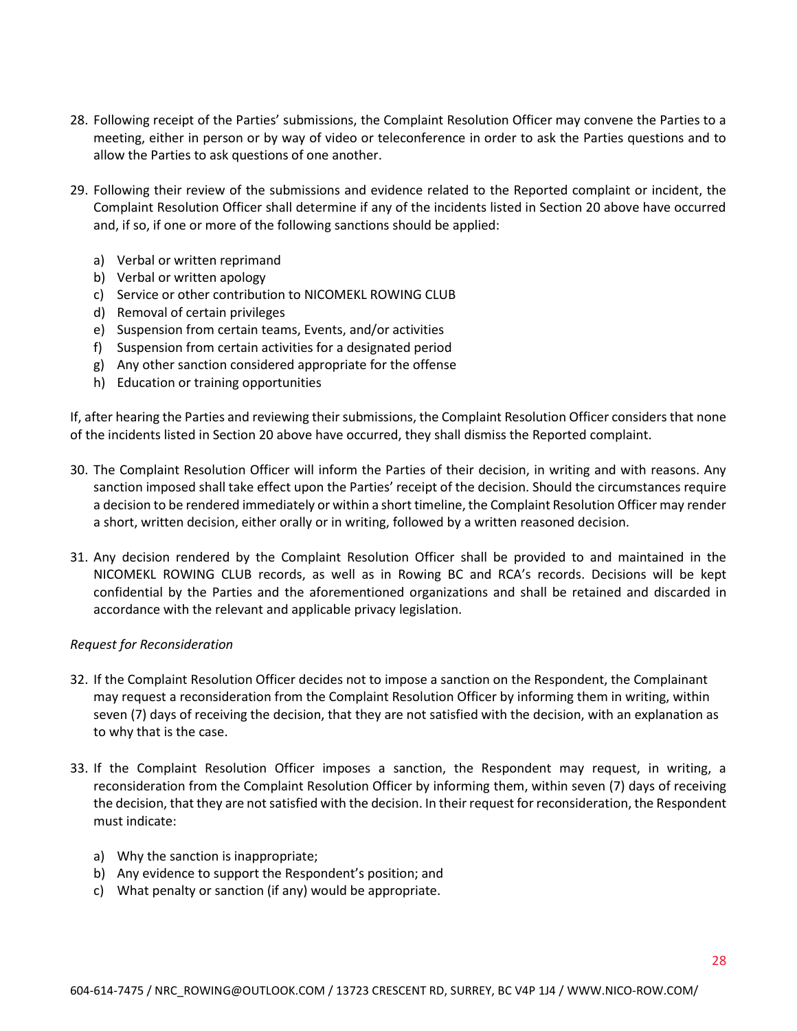28. Following receipt of the Parties' submissions, the Complaint Resolution Officer may convene the Parties to a meeting, either in person or by way of video or teleconference in order to ask the Parties questions and to allow the Parties to ask questions of one another.

29. Following their review of the submissions and evidence related to the Reported complaint or incident, the Complaint Resolution Officer shall determine if any of the incidents listed in Section 20 above have occurred and, if so, if one or more of the following sanctions should be applied:

    a) Verbal or written reprimand
    b) Verbal or written apology
    c) Service or other contribution to NICOMEKL ROWING CLUB
    d) Removal of certain privileges
    e) Suspension from certain teams, Events, and/or activities
    f) Suspension from certain activities for a designated period
    g) Any other sanction considered appropriate for the offense
    h) Education or training opportunities

If, after hearing the Parties and reviewing their submissions, the Complaint Resolution Officer considers that none of the incidents listed in Section 20 above have occurred, they shall dismiss the Reported complaint.

30. The Complaint Resolution Officer will inform the Parties of their decision, in writing and with reasons. Any sanction imposed shall take effect upon the Parties' receipt of the decision. Should the circumstances require a decision to be rendered immediately or within a short timeline, the Complaint Resolution Officer may render a short, written decision, either orally or in writing, followed by a written reasoned decision.

31. Any decision rendered by the Complaint Resolution Officer shall be provided to and maintained in the NICOMEKL ROWING CLUB records, as well as in Rowing BC and RCA's records. Decisions will be kept confidential by the Parties and the aforementioned organizations and shall be retained and discarded in accordance with the relevant and applicable privacy legislation.

*Request for Reconsideration*

32. If the Complaint Resolution Officer decides not to impose a sanction on the Respondent, the Complainant may request a reconsideration from the Complaint Resolution Officer by informing them in writing, within seven (7) days of receiving the decision, that they are not satisfied with the decision, with an explanation as to why that is the case.

33. If the Complaint Resolution Officer imposes a sanction, the Respondent may request, in writing, a reconsideration from the Complaint Resolution Officer by informing them, within seven (7) days of receiving the decision, that they are not satisfied with the decision. In their request for reconsideration, the Respondent must indicate:

    a) Why the sanction is inappropriate;
    b) Any evidence to support the Respondent's position; and
    c) What penalty or sanction (if any) would be appropriate.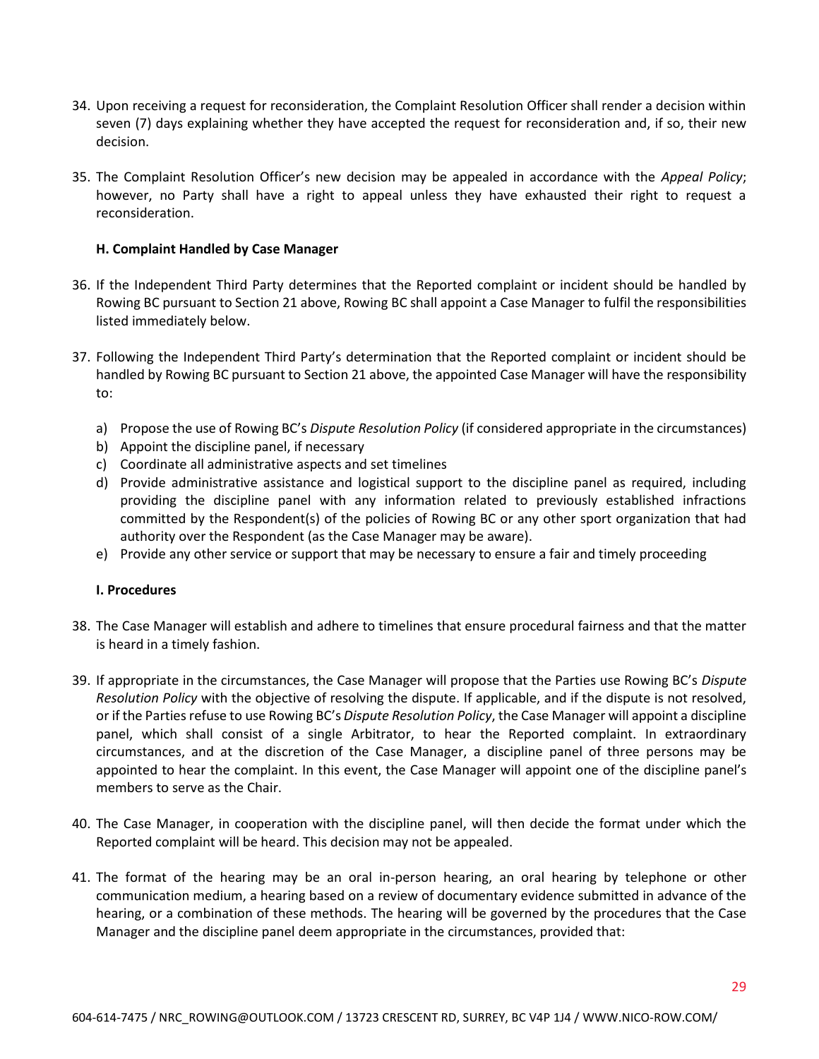34. Upon receiving a request for reconsideration, the Complaint Resolution Officer shall render a decision within seven (7) days explaining whether they have accepted the request for reconsideration and, if so, their new decision.

35. The Complaint Resolution Officer's new decision may be appealed in accordance with the *Appeal Policy*; however, no Party shall have a right to appeal unless they have exhausted their right to request a reconsideration.

**H. Complaint Handled by Case Manager**

36. If the Independent Third Party determines that the Reported complaint or incident should be handled by Rowing BC pursuant to Section 21 above, Rowing BC shall appoint a Case Manager to fulfil the responsibilities listed immediately below.

37. Following the Independent Third Party's determination that the Reported complaint or incident should be handled by Rowing BC pursuant to Section 21 above, the appointed Case Manager will have the responsibility to:

    a) Propose the use of Rowing BC's *Dispute Resolution Policy* (if considered appropriate in the circumstances)
    b) Appoint the discipline panel, if necessary
    c) Coordinate all administrative aspects and set timelines
    d) Provide administrative assistance and logistical support to the discipline panel as required, including providing the discipline panel with any information related to previously established infractions committed by the Respondent(s) of the policies of Rowing BC or any other sport organization that had authority over the Respondent (as the Case Manager may be aware).
    e) Provide any other service or support that may be necessary to ensure a fair and timely proceeding

**I. Procedures**

38. The Case Manager will establish and adhere to timelines that ensure procedural fairness and that the matter is heard in a timely fashion.

39. If appropriate in the circumstances, the Case Manager will propose that the Parties use Rowing BC's *Dispute Resolution Policy* with the objective of resolving the dispute. If applicable, and if the dispute is not resolved, or if the Parties refuse to use Rowing BC's *Dispute Resolution Policy*, the Case Manager will appoint a discipline panel, which shall consist of a single Arbitrator, to hear the Reported complaint. In extraordinary circumstances, and at the discretion of the Case Manager, a discipline panel of three persons may be appointed to hear the complaint. In this event, the Case Manager will appoint one of the discipline panel's members to serve as the Chair.

40. The Case Manager, in cooperation with the discipline panel, will then decide the format under which the Reported complaint will be heard. This decision may not be appealed.

41. The format of the hearing may be an oral in-person hearing, an oral hearing by telephone or other communication medium, a hearing based on a review of documentary evidence submitted in advance of the hearing, or a combination of these methods. The hearing will be governed by the procedures that the Case Manager and the discipline panel deem appropriate in the circumstances, provided that: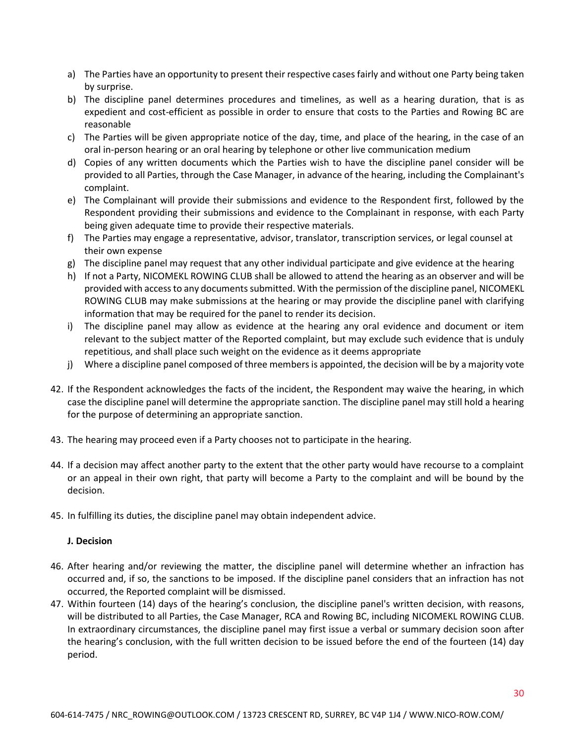a) The Parties have an opportunity to present their respective cases fairly and without one Party being taken by surprise.
b) The discipline panel determines procedures and timelines, as well as a hearing duration, that is as expedient and cost-efficient as possible in order to ensure that costs to the Parties and Rowing BC are reasonable
c) The Parties will be given appropriate notice of the day, time, and place of the hearing, in the case of an oral in-person hearing or an oral hearing by telephone or other live communication medium
d) Copies of any written documents which the Parties wish to have the discipline panel consider will be provided to all Parties, through the Case Manager, in advance of the hearing, including the Complainant's complaint.
e) The Complainant will provide their submissions and evidence to the Respondent first, followed by the Respondent providing their submissions and evidence to the Complainant in response, with each Party being given adequate time to provide their respective materials.
f) The Parties may engage a representative, advisor, translator, transcription services, or legal counsel at their own expense
g) The discipline panel may request that any other individual participate and give evidence at the hearing
h) If not a Party, NICOMEKL ROWING CLUB shall be allowed to attend the hearing as an observer and will be provided with access to any documents submitted. With the permission of the discipline panel, NICOMEKL ROWING CLUB may make submissions at the hearing or may provide the discipline panel with clarifying information that may be required for the panel to render its decision.
i) The discipline panel may allow as evidence at the hearing any oral evidence and document or item relevant to the subject matter of the Reported complaint, but may exclude such evidence that is unduly repetitious, and shall place such weight on the evidence as it deems appropriate
j) Where a discipline panel composed of three members is appointed, the decision will be by a majority vote

42. If the Respondent acknowledges the facts of the incident, the Respondent may waive the hearing, in which case the discipline panel will determine the appropriate sanction. The discipline panel may still hold a hearing for the purpose of determining an appropriate sanction.

43. The hearing may proceed even if a Party chooses not to participate in the hearing.

44. If a decision may affect another party to the extent that the other party would have recourse to a complaint or an appeal in their own right, that party will become a Party to the complaint and will be bound by the decision.

45. In fulfilling its duties, the discipline panel may obtain independent advice.

**J. Decision**

46. After hearing and/or reviewing the matter, the discipline panel will determine whether an infraction has occurred and, if so, the sanctions to be imposed. If the discipline panel considers that an infraction has not occurred, the Reported complaint will be dismissed.
47. Within fourteen (14) days of the hearing's conclusion, the discipline panel's written decision, with reasons, will be distributed to all Parties, the Case Manager, RCA and Rowing BC, including NICOMEKL ROWING CLUB. In extraordinary circumstances, the discipline panel may first issue a verbal or summary decision soon after the hearing's conclusion, with the full written decision to be issued before the end of the fourteen (14) day period.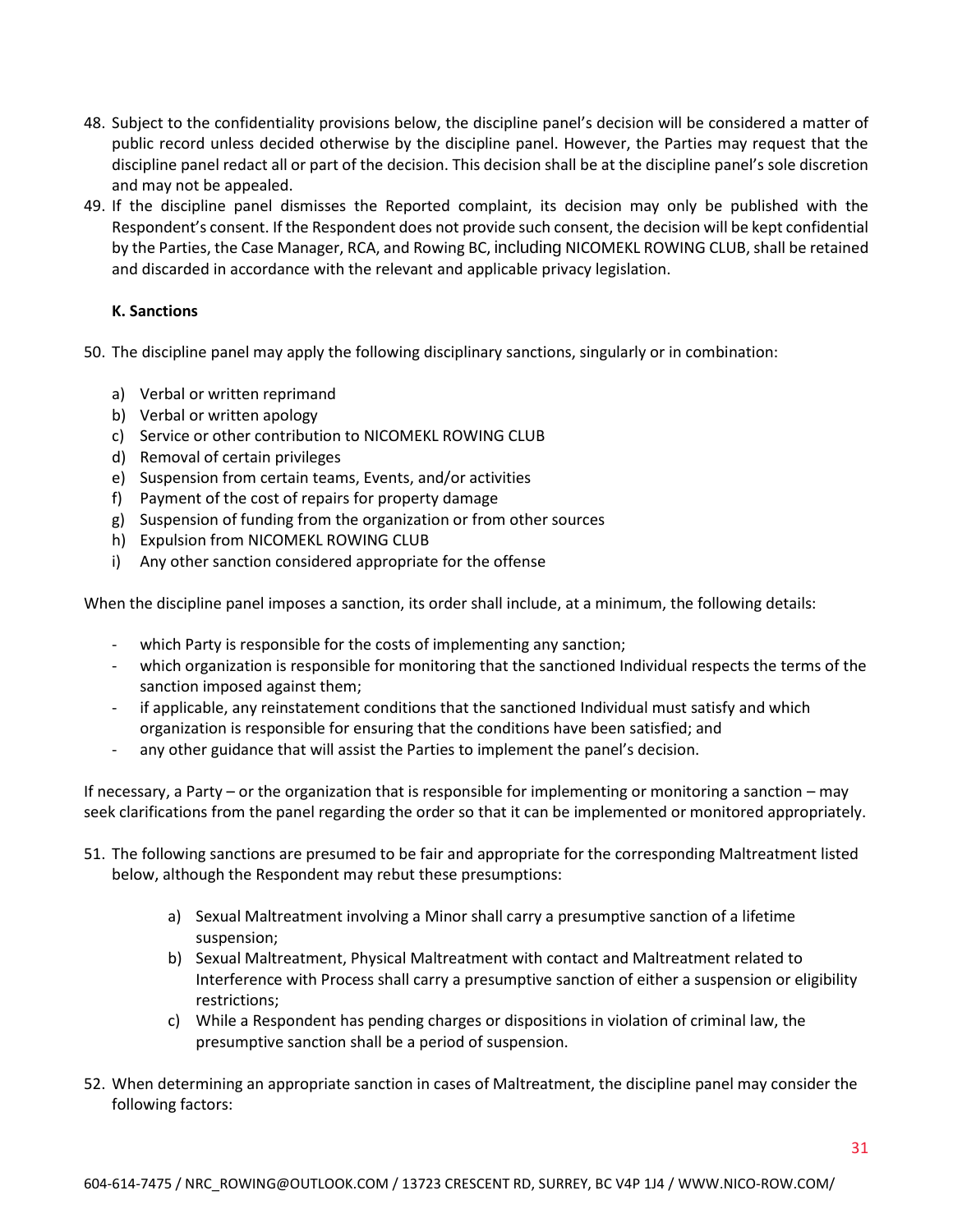48. Subject to the confidentiality provisions below, the discipline panel's decision will be considered a matter of public record unless decided otherwise by the discipline panel. However, the Parties may request that the discipline panel redact all or part of the decision. This decision shall be at the discipline panel's sole discretion and may not be appealed.
49. If the discipline panel dismisses the Reported complaint, its decision may only be published with the Respondent's consent. If the Respondent does not provide such consent, the decision will be kept confidential by the Parties, the Case Manager, RCA, and Rowing BC, including NICOMEKL ROWING CLUB, shall be retained and discarded in accordance with the relevant and applicable privacy legislation.

**K. Sanctions**

50. The discipline panel may apply the following disciplinary sanctions, singularly or in combination:

    a) Verbal or written reprimand
    b) Verbal or written apology
    c) Service or other contribution to NICOMEKL ROWING CLUB
    d) Removal of certain privileges
    e) Suspension from certain teams, Events, and/or activities
    f) Payment of the cost of repairs for property damage
    g) Suspension of funding from the organization or from other sources
    h) Expulsion from NICOMEKL ROWING CLUB
    i) Any other sanction considered appropriate for the offense

When the discipline panel imposes a sanction, its order shall include, at a minimum, the following details:

- which Party is responsible for the costs of implementing any sanction;
- which organization is responsible for monitoring that the sanctioned Individual respects the terms of the sanction imposed against them;
- if applicable, any reinstatement conditions that the sanctioned Individual must satisfy and which organization is responsible for ensuring that the conditions have been satisfied; and
- any other guidance that will assist the Parties to implement the panel's decision.

If necessary, a Party – or the organization that is responsible for implementing or monitoring a sanction – may seek clarifications from the panel regarding the order so that it can be implemented or monitored appropriately.

51. The following sanctions are presumed to be fair and appropriate for the corresponding Maltreatment listed below, although the Respondent may rebut these presumptions:

    a) Sexual Maltreatment involving a Minor shall carry a presumptive sanction of a lifetime suspension;
    b) Sexual Maltreatment, Physical Maltreatment with contact and Maltreatment related to Interference with Process shall carry a presumptive sanction of either a suspension or eligibility restrictions;
    c) While a Respondent has pending charges or dispositions in violation of criminal law, the presumptive sanction shall be a period of suspension.

52. When determining an appropriate sanction in cases of Maltreatment, the discipline panel may consider the following factors: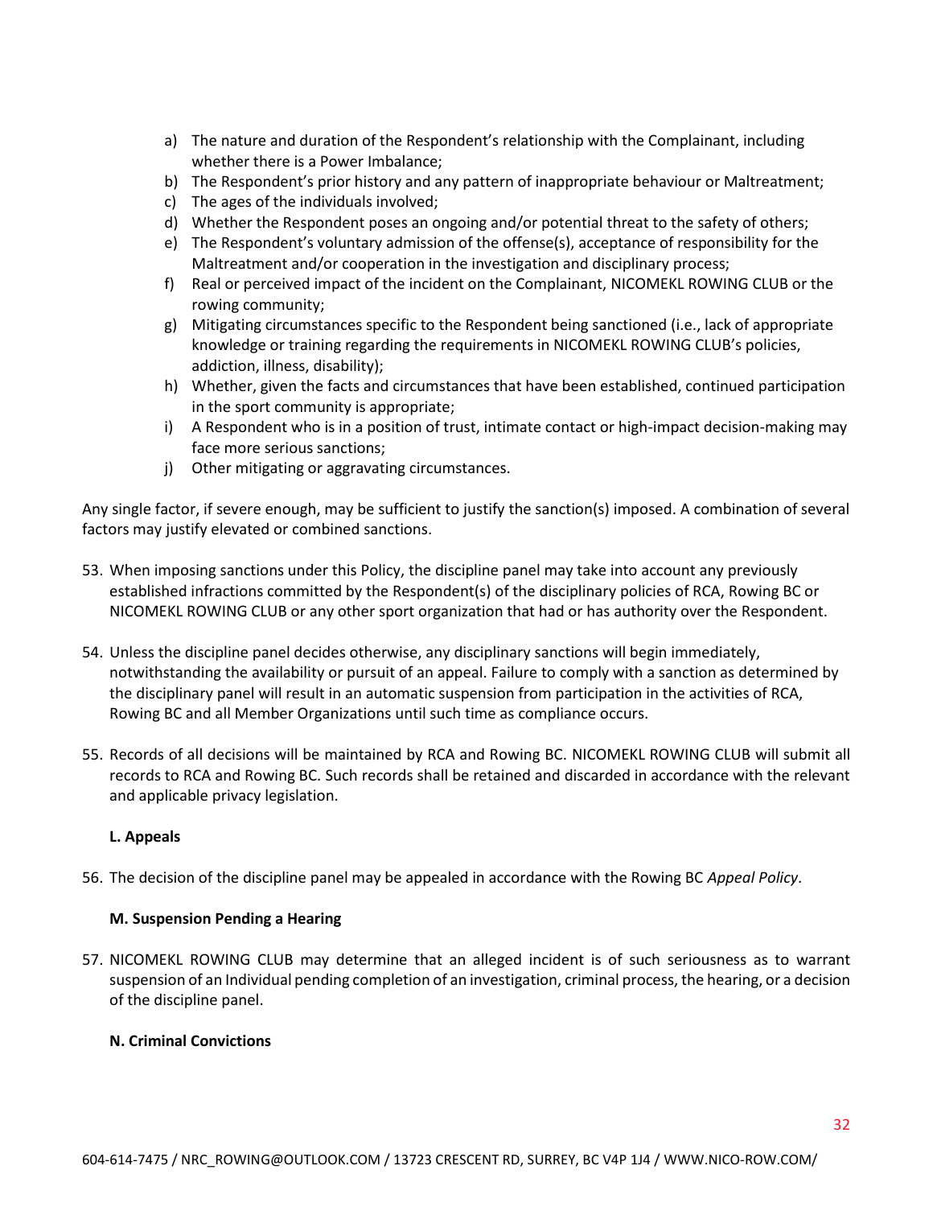a) The nature and duration of the Respondent's relationship with the Complainant, including whether there is a Power Imbalance;
b) The Respondent's prior history and any pattern of inappropriate behaviour or Maltreatment;
c) The ages of the individuals involved;
d) Whether the Respondent poses an ongoing and/or potential threat to the safety of others;
e) The Respondent's voluntary admission of the offense(s), acceptance of responsibility for the Maltreatment and/or cooperation in the investigation and disciplinary process;
f) Real or perceived impact of the incident on the Complainant, NICOMEKL ROWING CLUB or the rowing community;
g) Mitigating circumstances specific to the Respondent being sanctioned (i.e., lack of appropriate knowledge or training regarding the requirements in NICOMEKL ROWING CLUB's policies, addiction, illness, disability);
h) Whether, given the facts and circumstances that have been established, continued participation in the sport community is appropriate;
i) A Respondent who is in a position of trust, intimate contact or high-impact decision-making may face more serious sanctions;
j) Other mitigating or aggravating circumstances.

Any single factor, if severe enough, may be sufficient to justify the sanction(s) imposed. A combination of several factors may justify elevated or combined sanctions.

53. When imposing sanctions under this Policy, the discipline panel may take into account any previously established infractions committed by the Respondent(s) of the disciplinary policies of RCA, Rowing BC or NICOMEKL ROWING CLUB or any other sport organization that had or has authority over the Respondent.

54. Unless the discipline panel decides otherwise, any disciplinary sanctions will begin immediately, notwithstanding the availability or pursuit of an appeal. Failure to comply with a sanction as determined by the disciplinary panel will result in an automatic suspension from participation in the activities of RCA, Rowing BC and all Member Organizations until such time as compliance occurs.

55. Records of all decisions will be maintained by RCA and Rowing BC. NICOMEKL ROWING CLUB will submit all records to RCA and Rowing BC. Such records shall be retained and discarded in accordance with the relevant and applicable privacy legislation.

**L. Appeals**

56. The decision of the discipline panel may be appealed in accordance with the Rowing BC *Appeal Policy*.

**M. Suspension Pending a Hearing**

57. NICOMEKL ROWING CLUB may determine that an alleged incident is of such seriousness as to warrant suspension of an Individual pending completion of an investigation, criminal process, the hearing, or a decision of the discipline panel.

**N. Criminal Convictions**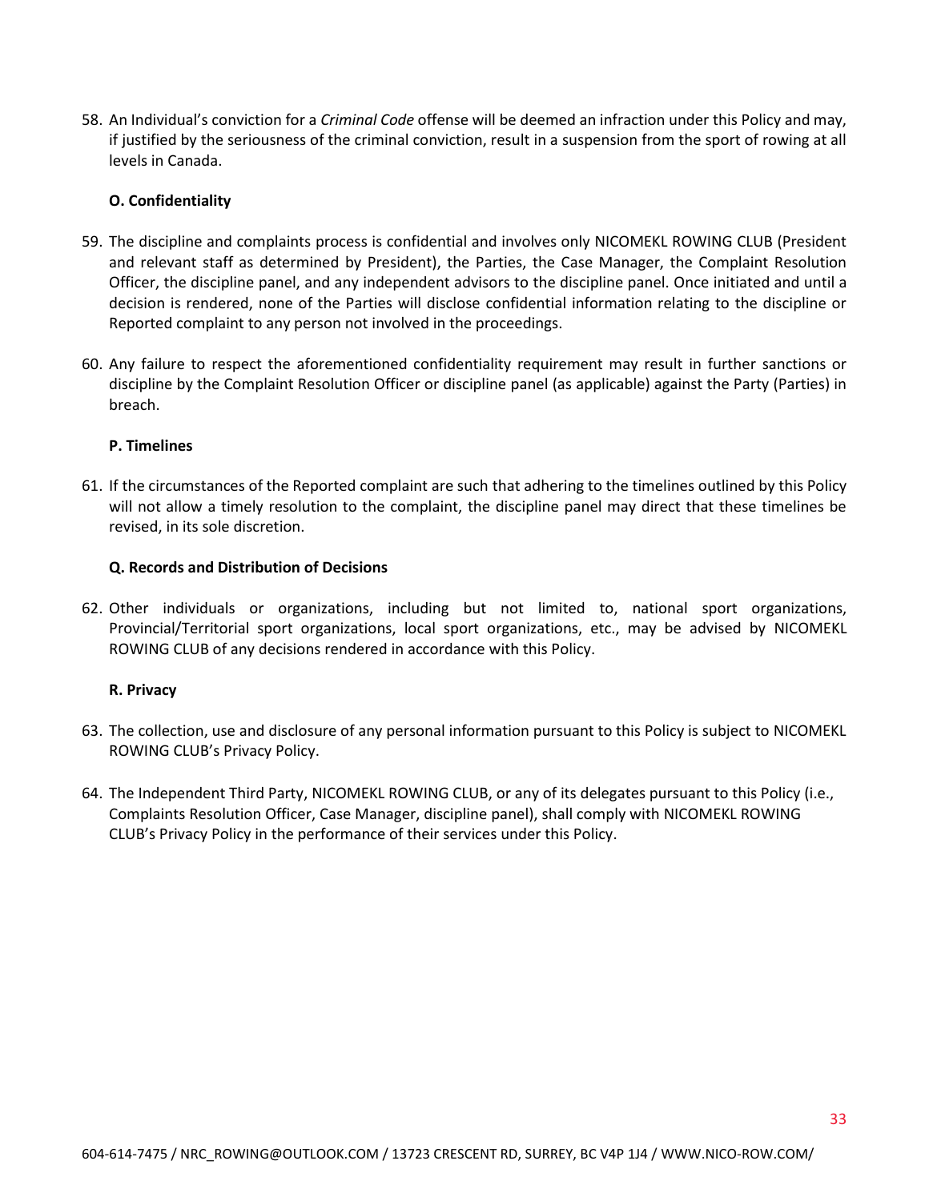58. An Individual's conviction for a *Criminal Code* offense will be deemed an infraction under this Policy and may, if justified by the seriousness of the criminal conviction, result in a suspension from the sport of rowing at all levels in Canada.

**O. Confidentiality**

59. The discipline and complaints process is confidential and involves only NICOMEKL ROWING CLUB (President and relevant staff as determined by President), the Parties, the Case Manager, the Complaint Resolution Officer, the discipline panel, and any independent advisors to the discipline panel. Once initiated and until a decision is rendered, none of the Parties will disclose confidential information relating to the discipline or Reported complaint to any person not involved in the proceedings.

60. Any failure to respect the aforementioned confidentiality requirement may result in further sanctions or discipline by the Complaint Resolution Officer or discipline panel (as applicable) against the Party (Parties) in breach.

**P. Timelines**

61. If the circumstances of the Reported complaint are such that adhering to the timelines outlined by this Policy will not allow a timely resolution to the complaint, the discipline panel may direct that these timelines be revised, in its sole discretion.

**Q. Records and Distribution of Decisions**

62. Other individuals or organizations, including but not limited to, national sport organizations, Provincial/Territorial sport organizations, local sport organizations, etc., may be advised by NICOMEKL ROWING CLUB of any decisions rendered in accordance with this Policy.

**R. Privacy**

63. The collection, use and disclosure of any personal information pursuant to this Policy is subject to NICOMEKL ROWING CLUB's Privacy Policy.

64. The Independent Third Party, NICOMEKL ROWING CLUB, or any of its delegates pursuant to this Policy (i.e., Complaints Resolution Officer, Case Manager, discipline panel), shall comply with NICOMEKL ROWING CLUB's Privacy Policy in the performance of their services under this Policy.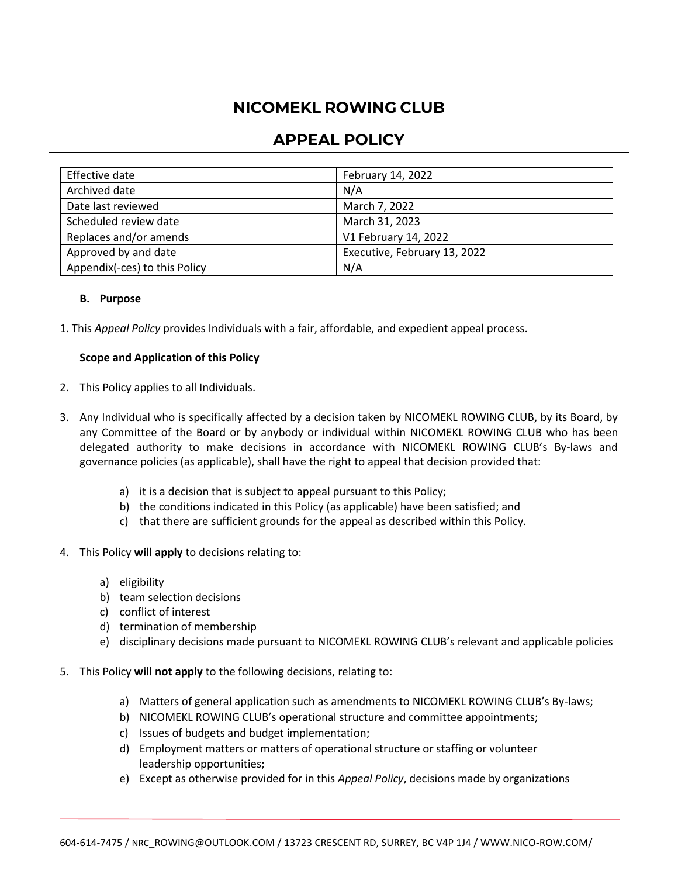# NICOMEKL ROWING CLUB

# APPEAL POLICY

| Effective date | February 14, 2022 |
|---|---|
| Archived date | N/A |
| Date last reviewed | March 7, 2022 |
| Scheduled review date | March 31, 2023 |
| Replaces and/or amends | V1 February 14, 2022 |
| Approved by and date | Executive, February 13, 2022 |
| Appendix(-ces) to this Policy | N/A |

**B. Purpose**

1. This *Appeal Policy* provides Individuals with a fair, affordable, and expedient appeal process.

**Scope and Application of this Policy**

2. This Policy applies to all Individuals.

3. Any Individual who is specifically affected by a decision taken by NICOMEKL ROWING CLUB, by its Board, by any Committee of the Board or by anybody or individual within NICOMEKL ROWING CLUB who has been delegated authority to make decisions in accordance with NICOMEKL ROWING CLUB's By-laws and governance policies (as applicable), shall have the right to appeal that decision provided that:

    a) it is a decision that is subject to appeal pursuant to this Policy;
    b) the conditions indicated in this Policy (as applicable) have been satisfied; and
    c) that there are sufficient grounds for the appeal as described within this Policy.

4. This Policy **will apply** to decisions relating to:

    a) eligibility
    b) team selection decisions
    c) conflict of interest
    d) termination of membership
    e) disciplinary decisions made pursuant to NICOMEKL ROWING CLUB's relevant and applicable policies

5. This Policy **will not apply** to the following decisions, relating to:

    a) Matters of general application such as amendments to NICOMEKL ROWING CLUB's By-laws;
    b) NICOMEKL ROWING CLUB's operational structure and committee appointments;
    c) Issues of budgets and budget implementation;
    d) Employment matters or matters of operational structure or staffing or volunteer leadership opportunities;
    e) Except as otherwise provided for in this *Appeal Policy*, decisions made by organizations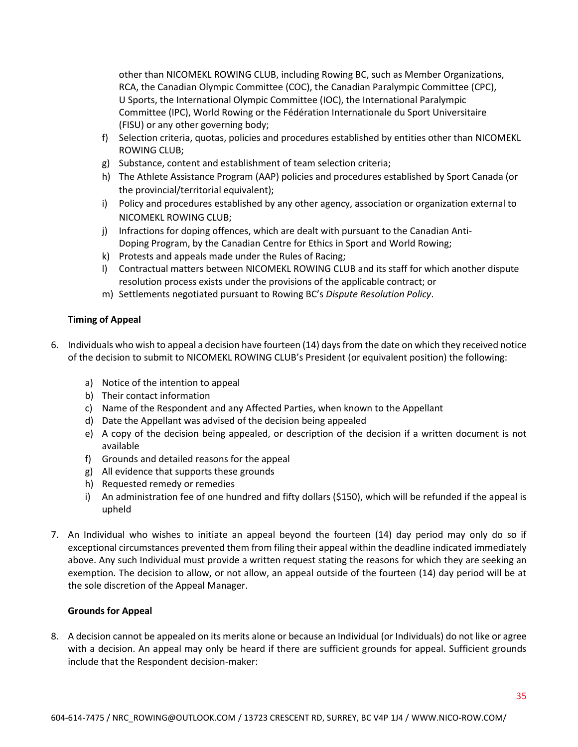other than NICOMEKL ROWING CLUB, including Rowing BC, such as Member Organizations, RCA, the Canadian Olympic Committee (COC), the Canadian Paralympic Committee (CPC), U Sports, the International Olympic Committee (IOC), the International Paralympic Committee (IPC), World Rowing or the Fédération Internationale du Sport Universitaire (FISU) or any other governing body;

f) Selection criteria, quotas, policies and procedures established by entities other than NICOMEKL ROWING CLUB;
g) Substance, content and establishment of team selection criteria;
h) The Athlete Assistance Program (AAP) policies and procedures established by Sport Canada (or the provincial/territorial equivalent);
i) Policy and procedures established by any other agency, association or organization external to NICOMEKL ROWING CLUB;
j) Infractions for doping offences, which are dealt with pursuant to the Canadian Anti-Doping Program, by the Canadian Centre for Ethics in Sport and World Rowing;
k) Protests and appeals made under the Rules of Racing;
l) Contractual matters between NICOMEKL ROWING CLUB and its staff for which another dispute resolution process exists under the provisions of the applicable contract; or
m) Settlements negotiated pursuant to Rowing BC's *Dispute Resolution Policy*.

**Timing of Appeal**

6. Individuals who wish to appeal a decision have fourteen (14) days from the date on which they received notice of the decision to submit to NICOMEKL ROWING CLUB's President (or equivalent position) the following:

    a) Notice of the intention to appeal
    b) Their contact information
    c) Name of the Respondent and any Affected Parties, when known to the Appellant
    d) Date the Appellant was advised of the decision being appealed
    e) A copy of the decision being appealed, or description of the decision if a written document is not available
    f) Grounds and detailed reasons for the appeal
    g) All evidence that supports these grounds
    h) Requested remedy or remedies
    i) An administration fee of one hundred and fifty dollars ($150), which will be refunded if the appeal is upheld

7. An Individual who wishes to initiate an appeal beyond the fourteen (14) day period may only do so if exceptional circumstances prevented them from filing their appeal within the deadline indicated immediately above. Any such Individual must provide a written request stating the reasons for which they are seeking an exemption. The decision to allow, or not allow, an appeal outside of the fourteen (14) day period will be at the sole discretion of the Appeal Manager.

**Grounds for Appeal**

8. A decision cannot be appealed on its merits alone or because an Individual (or Individuals) do not like or agree with a decision. An appeal may only be heard if there are sufficient grounds for appeal. Sufficient grounds include that the Respondent decision-maker: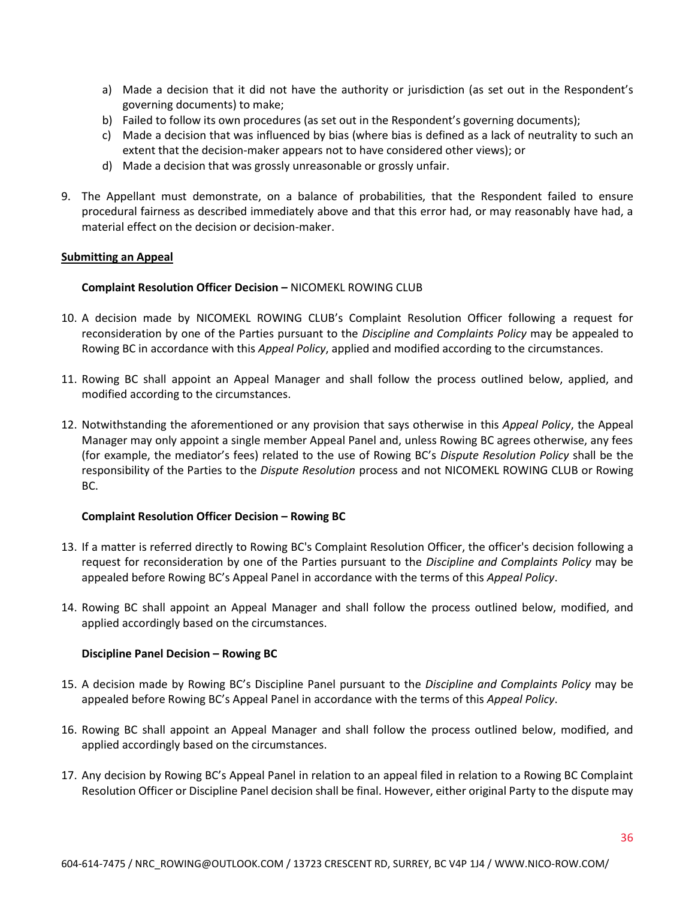a) Made a decision that it did not have the authority or jurisdiction (as set out in the Respondent's governing documents) to make;
b) Failed to follow its own procedures (as set out in the Respondent's governing documents);
c) Made a decision that was influenced by bias (where bias is defined as a lack of neutrality to such an extent that the decision-maker appears not to have considered other views); or
d) Made a decision that was grossly unreasonable or grossly unfair.

9. The Appellant must demonstrate, on a balance of probabilities, that the Respondent failed to ensure procedural fairness as described immediately above and that this error had, or may reasonably have had, a material effect on the decision or decision-maker.

**Submitting an Appeal**

**Complaint Resolution Officer Decision –** NICOMEKL ROWING CLUB

10. A decision made by NICOMEKL ROWING CLUB's Complaint Resolution Officer following a request for reconsideration by one of the Parties pursuant to the *Discipline and Complaints Policy* may be appealed to Rowing BC in accordance with this *Appeal Policy*, applied and modified according to the circumstances.

11. Rowing BC shall appoint an Appeal Manager and shall follow the process outlined below, applied, and modified according to the circumstances.

12. Notwithstanding the aforementioned or any provision that says otherwise in this *Appeal Policy*, the Appeal Manager may only appoint a single member Appeal Panel and, unless Rowing BC agrees otherwise, any fees (for example, the mediator's fees) related to the use of Rowing BC's *Dispute Resolution Policy* shall be the responsibility of the Parties to the *Dispute Resolution* process and not NICOMEKL ROWING CLUB or Rowing BC.

**Complaint Resolution Officer Decision – Rowing BC**

13. If a matter is referred directly to Rowing BC's Complaint Resolution Officer, the officer's decision following a request for reconsideration by one of the Parties pursuant to the *Discipline and Complaints Policy* may be appealed before Rowing BC's Appeal Panel in accordance with the terms of this *Appeal Policy*.

14. Rowing BC shall appoint an Appeal Manager and shall follow the process outlined below, modified, and applied accordingly based on the circumstances.

**Discipline Panel Decision – Rowing BC**

15. A decision made by Rowing BC's Discipline Panel pursuant to the *Discipline and Complaints Policy* may be appealed before Rowing BC's Appeal Panel in accordance with the terms of this *Appeal Policy*.

16. Rowing BC shall appoint an Appeal Manager and shall follow the process outlined below, modified, and applied accordingly based on the circumstances.

17. Any decision by Rowing BC's Appeal Panel in relation to an appeal filed in relation to a Rowing BC Complaint Resolution Officer or Discipline Panel decision shall be final. However, either original Party to the dispute may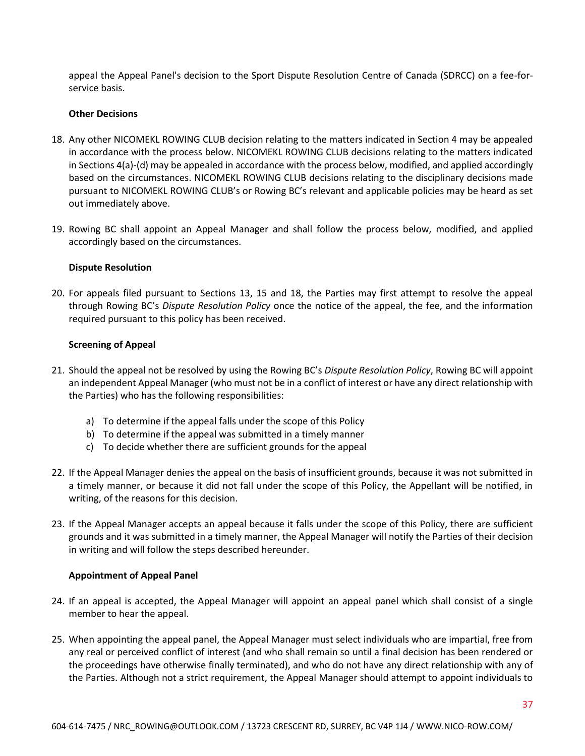appeal the Appeal Panel's decision to the Sport Dispute Resolution Centre of Canada (SDRCC) on a fee-for-service basis.

**Other Decisions**

18. Any other NICOMEKL ROWING CLUB decision relating to the matters indicated in Section 4 may be appealed in accordance with the process below. NICOMEKL ROWING CLUB decisions relating to the matters indicated in Sections 4(a)-(d) may be appealed in accordance with the process below, modified, and applied accordingly based on the circumstances. NICOMEKL ROWING CLUB decisions relating to the disciplinary decisions made pursuant to NICOMEKL ROWING CLUB's or Rowing BC's relevant and applicable policies may be heard as set out immediately above.

19. Rowing BC shall appoint an Appeal Manager and shall follow the process below, modified, and applied accordingly based on the circumstances.

**Dispute Resolution**

20. For appeals filed pursuant to Sections 13, 15 and 18, the Parties may first attempt to resolve the appeal through Rowing BC's *Dispute Resolution Policy* once the notice of the appeal, the fee, and the information required pursuant to this policy has been received.

**Screening of Appeal**

21. Should the appeal not be resolved by using the Rowing BC's *Dispute Resolution Policy*, Rowing BC will appoint an independent Appeal Manager (who must not be in a conflict of interest or have any direct relationship with the Parties) who has the following responsibilities:

    a) To determine if the appeal falls under the scope of this Policy
    b) To determine if the appeal was submitted in a timely manner
    c) To decide whether there are sufficient grounds for the appeal

22. If the Appeal Manager denies the appeal on the basis of insufficient grounds, because it was not submitted in a timely manner, or because it did not fall under the scope of this Policy, the Appellant will be notified, in writing, of the reasons for this decision.

23. If the Appeal Manager accepts an appeal because it falls under the scope of this Policy, there are sufficient grounds and it was submitted in a timely manner, the Appeal Manager will notify the Parties of their decision in writing and will follow the steps described hereunder.

**Appointment of Appeal Panel**

24. If an appeal is accepted, the Appeal Manager will appoint an appeal panel which shall consist of a single member to hear the appeal.

25. When appointing the appeal panel, the Appeal Manager must select individuals who are impartial, free from any real or perceived conflict of interest (and who shall remain so until a final decision has been rendered or the proceedings have otherwise finally terminated), and who do not have any direct relationship with any of the Parties. Although not a strict requirement, the Appeal Manager should attempt to appoint individuals to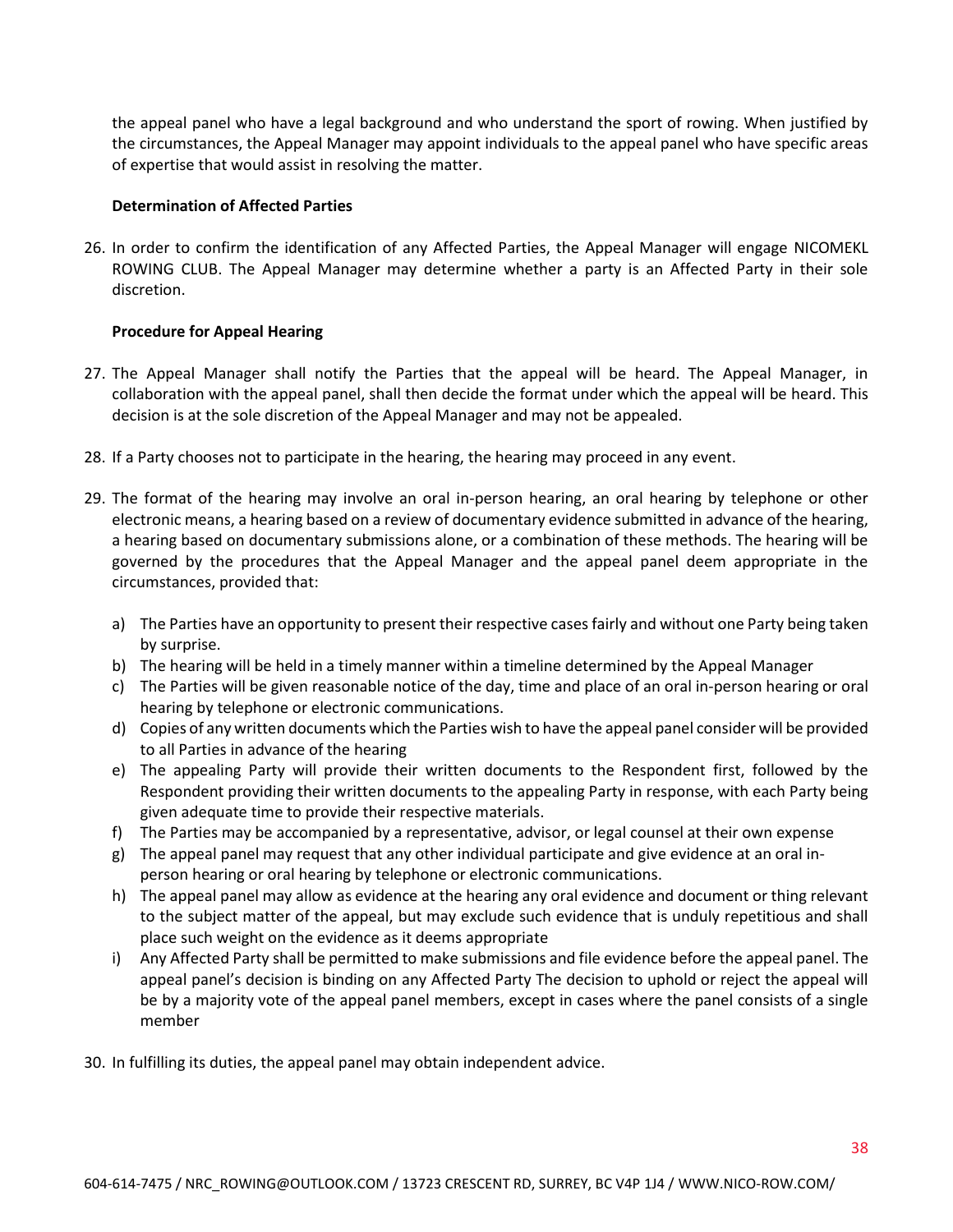the appeal panel who have a legal background and who understand the sport of rowing. When justified by the circumstances, the Appeal Manager may appoint individuals to the appeal panel who have specific areas of expertise that would assist in resolving the matter.

**Determination of Affected Parties**

26. In order to confirm the identification of any Affected Parties, the Appeal Manager will engage NICOMEKL ROWING CLUB. The Appeal Manager may determine whether a party is an Affected Party in their sole discretion.

**Procedure for Appeal Hearing**

27. The Appeal Manager shall notify the Parties that the appeal will be heard. The Appeal Manager, in collaboration with the appeal panel, shall then decide the format under which the appeal will be heard. This decision is at the sole discretion of the Appeal Manager and may not be appealed.
28. If a Party chooses not to participate in the hearing, the hearing may proceed in any event.
29. The format of the hearing may involve an oral in-person hearing, an oral hearing by telephone or other electronic means, a hearing based on a review of documentary evidence submitted in advance of the hearing, a hearing based on documentary submissions alone, or a combination of these methods. The hearing will be governed by the procedures that the Appeal Manager and the appeal panel deem appropriate in the circumstances, provided that:
    a) The Parties have an opportunity to present their respective cases fairly and without one Party being taken by surprise.
    b) The hearing will be held in a timely manner within a timeline determined by the Appeal Manager
    c) The Parties will be given reasonable notice of the day, time and place of an oral in-person hearing or oral hearing by telephone or electronic communications.
    d) Copies of any written documents which the Parties wish to have the appeal panel consider will be provided to all Parties in advance of the hearing
    e) The appealing Party will provide their written documents to the Respondent first, followed by the Respondent providing their written documents to the appealing Party in response, with each Party being given adequate time to provide their respective materials.
    f) The Parties may be accompanied by a representative, advisor, or legal counsel at their own expense
    g) The appeal panel may request that any other individual participate and give evidence at an oral in-person hearing or oral hearing by telephone or electronic communications.
    h) The appeal panel may allow as evidence at the hearing any oral evidence and document or thing relevant to the subject matter of the appeal, but may exclude such evidence that is unduly repetitious and shall place such weight on the evidence as it deems appropriate
    i) Any Affected Party shall be permitted to make submissions and file evidence before the appeal panel. The appeal panel's decision is binding on any Affected Party The decision to uphold or reject the appeal will be by a majority vote of the appeal panel members, except in cases where the panel consists of a single member
30. In fulfilling its duties, the appeal panel may obtain independent advice.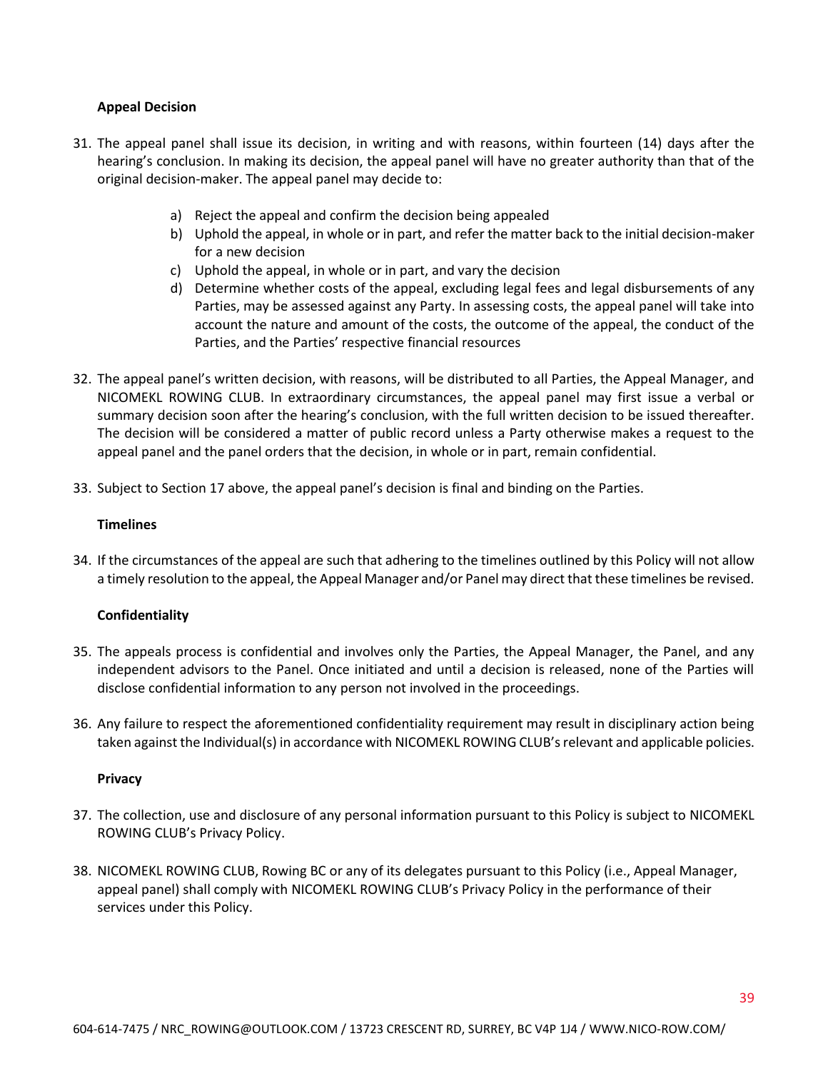**Appeal Decision**

31. The appeal panel shall issue its decision, in writing and with reasons, within fourteen (14) days after the hearing's conclusion. In making its decision, the appeal panel will have no greater authority than that of the original decision-maker. The appeal panel may decide to:

    a) Reject the appeal and confirm the decision being appealed
    b) Uphold the appeal, in whole or in part, and refer the matter back to the initial decision-maker for a new decision
    c) Uphold the appeal, in whole or in part, and vary the decision
    d) Determine whether costs of the appeal, excluding legal fees and legal disbursements of any Parties, may be assessed against any Party. In assessing costs, the appeal panel will take into account the nature and amount of the costs, the outcome of the appeal, the conduct of the Parties, and the Parties' respective financial resources

32. The appeal panel's written decision, with reasons, will be distributed to all Parties, the Appeal Manager, and NICOMEKL ROWING CLUB. In extraordinary circumstances, the appeal panel may first issue a verbal or summary decision soon after the hearing's conclusion, with the full written decision to be issued thereafter. The decision will be considered a matter of public record unless a Party otherwise makes a request to the appeal panel and the panel orders that the decision, in whole or in part, remain confidential.

33. Subject to Section 17 above, the appeal panel's decision is final and binding on the Parties.

**Timelines**

34. If the circumstances of the appeal are such that adhering to the timelines outlined by this Policy will not allow a timely resolution to the appeal, the Appeal Manager and/or Panel may direct that these timelines be revised.

**Confidentiality**

35. The appeals process is confidential and involves only the Parties, the Appeal Manager, the Panel, and any independent advisors to the Panel. Once initiated and until a decision is released, none of the Parties will disclose confidential information to any person not involved in the proceedings.

36. Any failure to respect the aforementioned confidentiality requirement may result in disciplinary action being taken against the Individual(s) in accordance with NICOMEKL ROWING CLUB's relevant and applicable policies.

**Privacy**

37. The collection, use and disclosure of any personal information pursuant to this Policy is subject to NICOMEKL ROWING CLUB's Privacy Policy.

38. NICOMEKL ROWING CLUB, Rowing BC or any of its delegates pursuant to this Policy (i.e., Appeal Manager, appeal panel) shall comply with NICOMEKL ROWING CLUB's Privacy Policy in the performance of their services under this Policy.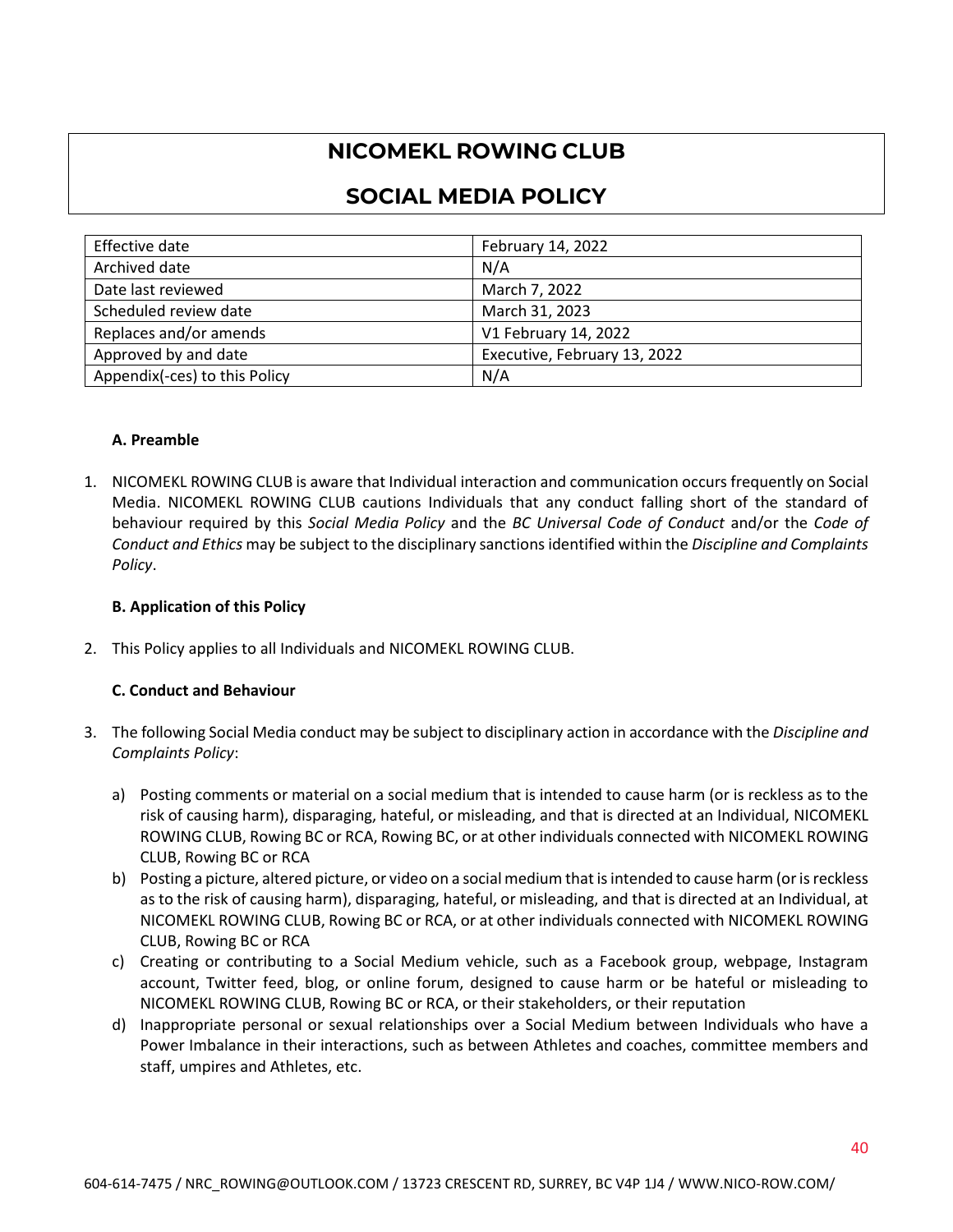# NICOMEKL ROWING CLUB

# SOCIAL MEDIA POLICY

| | |
|---|---|
| Effective date | February 14, 2022 |
| Archived date | N/A |
| Date last reviewed | March 7, 2022 |
| Scheduled review date | March 31, 2023 |
| Replaces and/or amends | V1 February 14, 2022 |
| Approved by and date | Executive, February 13, 2022 |
| Appendix(-ces) to this Policy | N/A |

### A. Preamble

1. NICOMEKL ROWING CLUB is aware that Individual interaction and communication occurs frequently on Social Media. NICOMEKL ROWING CLUB cautions Individuals that any conduct falling short of the standard of behaviour required by this *Social Media Policy* and the *BC Universal Code of Conduct* and/or the *Code of Conduct and Ethics* may be subject to the disciplinary sanctions identified within the *Discipline and Complaints Policy*.

### B. Application of this Policy

2. This Policy applies to all Individuals and NICOMEKL ROWING CLUB.

### C. Conduct and Behaviour

3. The following Social Media conduct may be subject to disciplinary action in accordance with the *Discipline and Complaints Policy*:

   a) Posting comments or material on a social medium that is intended to cause harm (or is reckless as to the risk of causing harm), disparaging, hateful, or misleading, and that is directed at an Individual, NICOMEKL ROWING CLUB, Rowing BC or RCA, Rowing BC, or at other individuals connected with NICOMEKL ROWING CLUB, Rowing BC or RCA
   b) Posting a picture, altered picture, or video on a social medium that is intended to cause harm (or is reckless as to the risk of causing harm), disparaging, hateful, or misleading, and that is directed at an Individual, at NICOMEKL ROWING CLUB, Rowing BC or RCA, or at other individuals connected with NICOMEKL ROWING CLUB, Rowing BC or RCA
   c) Creating or contributing to a Social Medium vehicle, such as a Facebook group, webpage, Instagram account, Twitter feed, blog, or online forum, designed to cause harm or be hateful or misleading to NICOMEKL ROWING CLUB, Rowing BC or RCA, or their stakeholders, or their reputation
   d) Inappropriate personal or sexual relationships over a Social Medium between Individuals who have a Power Imbalance in their interactions, such as between Athletes and coaches, committee members and staff, umpires and Athletes, etc.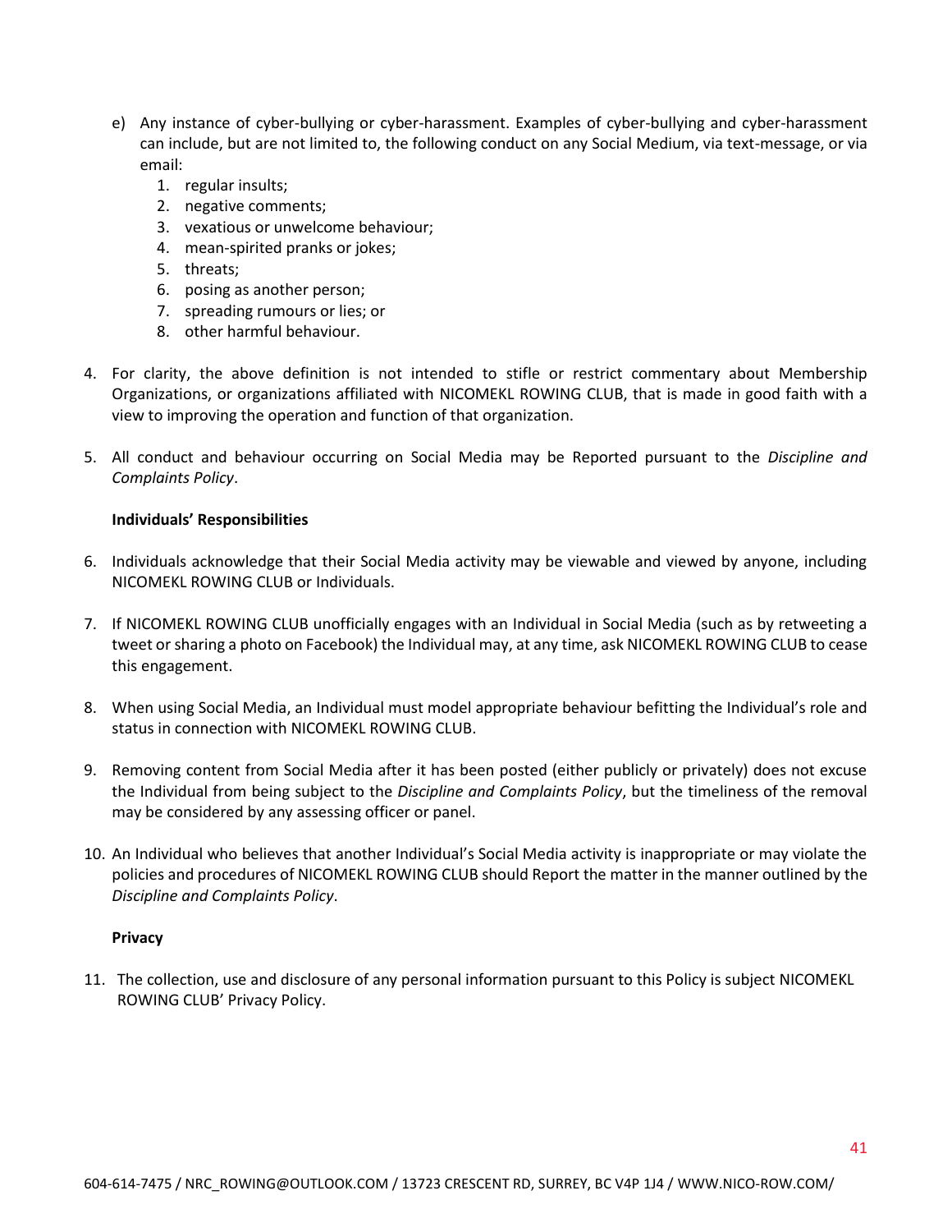e) Any instance of cyber-bullying or cyber-harassment. Examples of cyber-bullying and cyber-harassment can include, but are not limited to, the following conduct on any Social Medium, via text-message, or via email:
   1. regular insults;
   2. negative comments;
   3. vexatious or unwelcome behaviour;
   4. mean-spirited pranks or jokes;
   5. threats;
   6. posing as another person;
   7. spreading rumours or lies; or
   8. other harmful behaviour.

4. For clarity, the above definition is not intended to stifle or restrict commentary about Membership Organizations, or organizations affiliated with NICOMEKL ROWING CLUB, that is made in good faith with a view to improving the operation and function of that organization.

5. All conduct and behaviour occurring on Social Media may be Reported pursuant to the *Discipline and Complaints Policy*.

**Individuals' Responsibilities**

6. Individuals acknowledge that their Social Media activity may be viewable and viewed by anyone, including NICOMEKL ROWING CLUB or Individuals.

7. If NICOMEKL ROWING CLUB unofficially engages with an Individual in Social Media (such as by retweeting a tweet or sharing a photo on Facebook) the Individual may, at any time, ask NICOMEKL ROWING CLUB to cease this engagement.

8. When using Social Media, an Individual must model appropriate behaviour befitting the Individual's role and status in connection with NICOMEKL ROWING CLUB.

9. Removing content from Social Media after it has been posted (either publicly or privately) does not excuse the Individual from being subject to the *Discipline and Complaints Policy*, but the timeliness of the removal may be considered by any assessing officer or panel.

10. An Individual who believes that another Individual's Social Media activity is inappropriate or may violate the policies and procedures of NICOMEKL ROWING CLUB should Report the matter in the manner outlined by the *Discipline and Complaints Policy*.

**Privacy**

11. The collection, use and disclosure of any personal information pursuant to this Policy is subject NICOMEKL ROWING CLUB' Privacy Policy.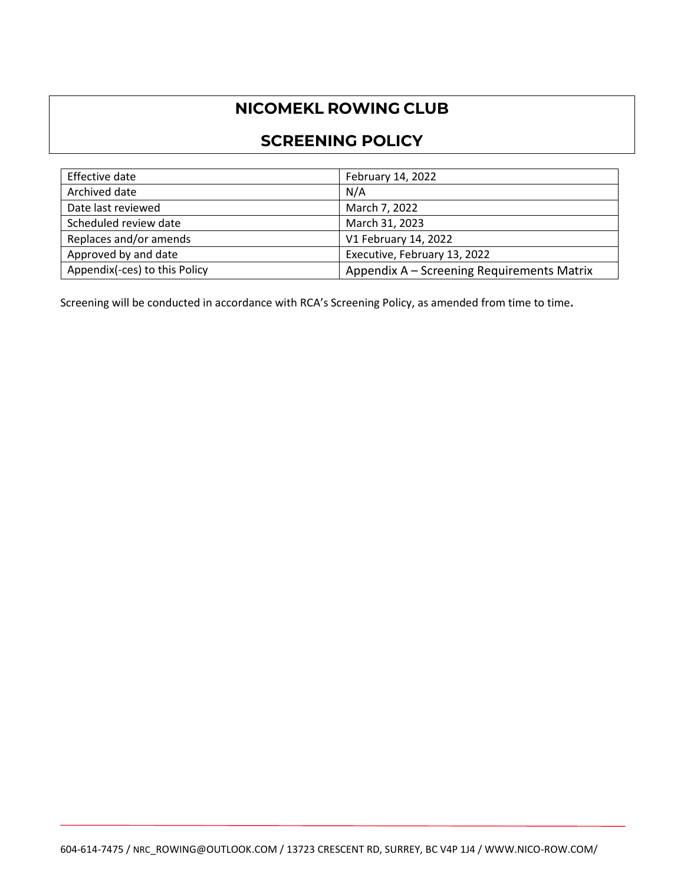# NICOMEKL ROWING CLUB

## SCREENING POLICY

| Effective date | February 14, 2022 |
|---|---|
| Archived date | N/A |
| Date last reviewed | March 7, 2022 |
| Scheduled review date | March 31, 2023 |
| Replaces and/or amends | V1 February 14, 2022 |
| Approved by and date | Executive, February 13, 2022 |
| Appendix(-ces) to this Policy | Appendix A – Screening Requirements Matrix |

Screening will be conducted in accordance with RCA's Screening Policy, as amended from time to time.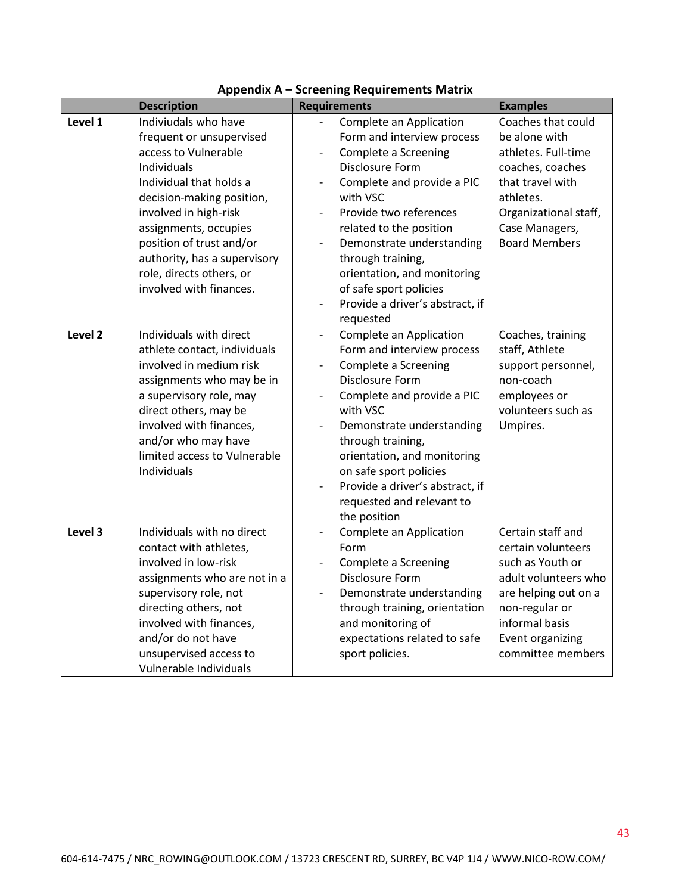**Appendix A – Screening Requirements Matrix**

| | Description | Requirements | Examples |
|---|---|---|---|
| **Level 1** | Indiviudals who have frequent or unsupervised access to Vulnerable Individuals<br>Individual that holds a decision-making position, involved in high-risk assignments, occupies position of trust and/or authority, has a supervisory role, directs others, or involved with finances. | - Complete an Application Form and interview process<br>- Complete a Screening Disclosure Form<br>- Complete and provide a PIC with VSC<br>- Provide two references related to the position<br>- Demonstrate understanding through training, orientation, and monitoring of safe sport policies<br>- Provide a driver's abstract, if requested | Coaches that could be alone with athletes. Full-time coaches, coaches that travel with athletes.<br>Organizational staff, Case Managers, Board Members |
| **Level 2** | Individuals with direct athlete contact, individuals involved in medium risk assignments who may be in a supervisory role, may direct others, may be involved with finances, and/or who may have limited access to Vulnerable Individuals | - Complete an Application Form and interview process<br>- Complete a Screening Disclosure Form<br>- Complete and provide a PIC with VSC<br>- Demonstrate understanding through training, orientation, and monitoring on safe sport policies<br>- Provide a driver's abstract, if requested and relevant to the position | Coaches, training staff, Athlete support personnel, non-coach employees or volunteers such as Umpires. |
| **Level 3** | Individuals with no direct contact with athletes, involved in low-risk assignments who are not in a supervisory role, not directing others, not involved with finances, and/or do not have unsupervised access to Vulnerable Individuals | - Complete an Application Form<br>- Complete a Screening Disclosure Form<br>- Demonstrate understanding through training, orientation and monitoring of expectations related to safe sport policies. | Certain staff and certain volunteers such as Youth or adult volunteers who are helping out on a non-regular or informal basis<br>Event organizing committee members |